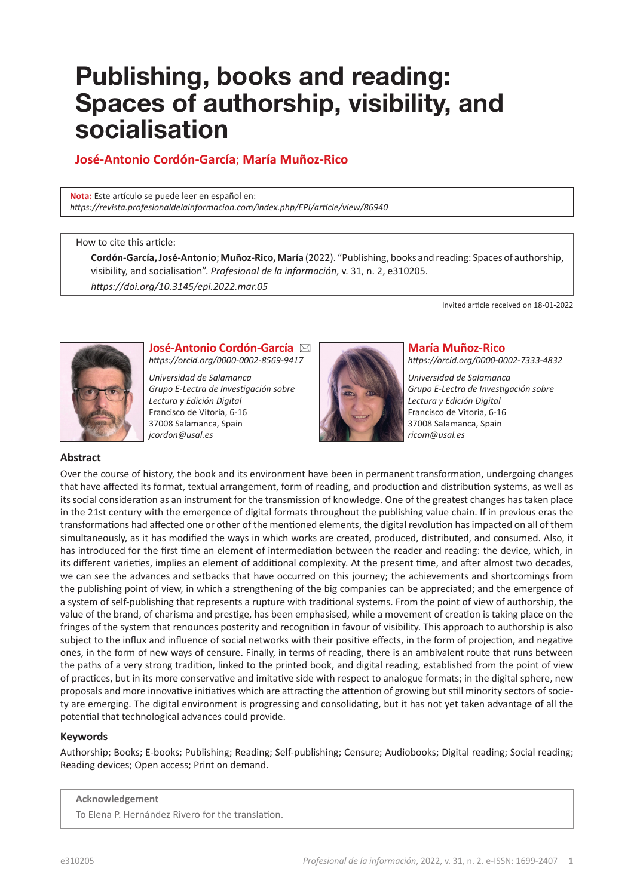# Publishing, books and reading: Spaces of authorship, visibility, and socialisation

**José-Antonio Cordón-García; María Muñoz-Rico**

**Nota:** Este artículo se puede leer en español en:
*https://revista.profesionaldelainformacion.com/index.php/EPI/article/view/86940*

How to cite this article:

**Cordón-García, José-Antonio; Muñoz-Rico, María** (2022). "Publishing, books and reading: Spaces of authorship, visibility, and socialisation". *Profesional de la información*, v. 31, n. 2, e310205.
*https://doi.org/10.3145/epi.2022.mar.05*

Invited article received on 18-01-2022

**José-Antonio Cordón-García**
*https://orcid.org/0000-0002-8569-9417*

*Universidad de Salamanca*
*Grupo E-Lectra de Investigación sobre Lectura y Edición Digital*
Francisco de Vitoria, 6-16
37008 Salamanca, Spain
*jcordon@usal.es*

**María Muñoz-Rico**
*https://orcid.org/0000-0002-7333-4832*

*Universidad de Salamanca*
*Grupo E-Lectra de Investigación sobre Lectura y Edición Digital*
Francisco de Vitoria, 6-16
37008 Salamanca, Spain
*ricom@usal.es*

### Abstract

Over the course of history, the book and its environment have been in permanent transformation, undergoing changes that have affected its format, textual arrangement, form of reading, and production and distribution systems, as well as its social consideration as an instrument for the transmission of knowledge. One of the greatest changes has taken place in the 21st century with the emergence of digital formats throughout the publishing value chain. If in previous eras the transformations had affected one or other of the mentioned elements, the digital revolution has impacted on all of them simultaneously, as it has modified the ways in which works are created, produced, distributed, and consumed. Also, it has introduced for the first time an element of intermediation between the reader and reading: the device, which, in its different varieties, implies an element of additional complexity. At the present time, and after almost two decades, we can see the advances and setbacks that have occurred on this journey; the achievements and shortcomings from the publishing point of view, in which a strengthening of the big companies can be appreciated; and the emergence of a system of self-publishing that represents a rupture with traditional systems. From the point of view of authorship, the value of the brand, of charisma and prestige, has been emphasised, while a movement of creation is taking place on the fringes of the system that renounces posterity and recognition in favour of visibility. This approach to authorship is also subject to the influx and influence of social networks with their positive effects, in the form of projection, and negative ones, in the form of new ways of censure. Finally, in terms of reading, there is an ambivalent route that runs between the paths of a very strong tradition, linked to the printed book, and digital reading, established from the point of view of practices, but in its more conservative and imitative side with respect to analogue formats; in the digital sphere, new proposals and more innovative initiatives which are attracting the attention of growing but still minority sectors of society are emerging. The digital environment is progressing and consolidating, but it has not yet taken advantage of all the potential that technological advances could provide.

### Keywords

Authorship; Books; E-books; Publishing; Reading; Self-publishing; Censure; Audiobooks; Digital reading; Social reading; Reading devices; Open access; Print on demand.

**Acknowledgement**

To Elena P. Hernández Rivero for the translation.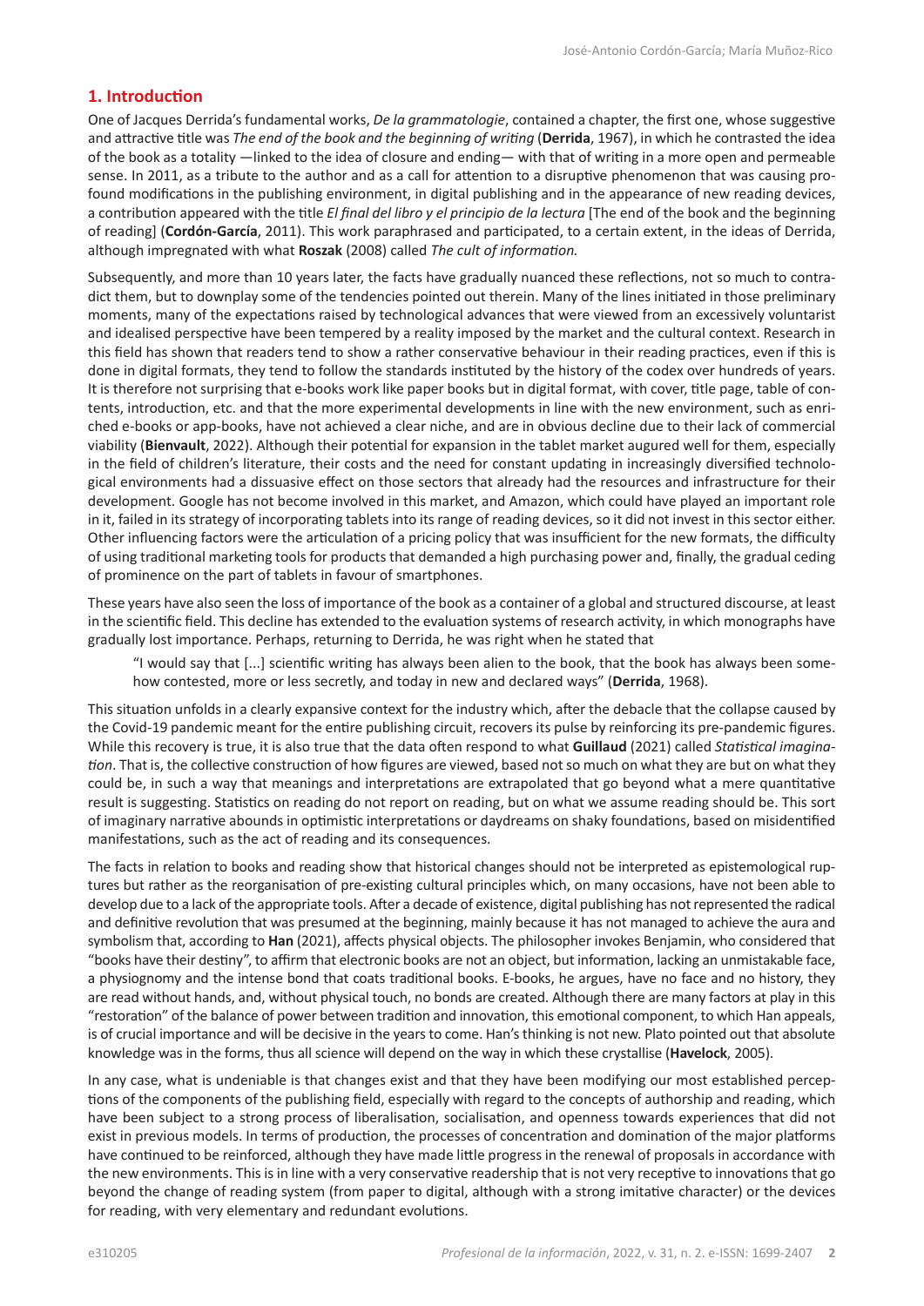## 1. Introduction

One of Jacques Derrida's fundamental works, *De la grammatologie*, contained a chapter, the first one, whose suggestive and attractive title was *The end of the book and the beginning of writing* (**Derrida**, 1967), in which he contrasted the idea of the book as a totality —linked to the idea of closure and ending— with that of writing in a more open and permeable sense. In 2011, as a tribute to the author and as a call for attention to a disruptive phenomenon that was causing profound modifications in the publishing environment, in digital publishing and in the appearance of new reading devices, a contribution appeared with the title *El final del libro y el principio de la lectura* [The end of the book and the beginning of reading] (**Cordón-García**, 2011). This work paraphrased and participated, to a certain extent, in the ideas of Derrida, although impregnated with what **Roszak** (2008) called *The cult of information.*

Subsequently, and more than 10 years later, the facts have gradually nuanced these reflections, not so much to contradict them, but to downplay some of the tendencies pointed out therein. Many of the lines initiated in those preliminary moments, many of the expectations raised by technological advances that were viewed from an excessively voluntarist and idealised perspective have been tempered by a reality imposed by the market and the cultural context. Research in this field has shown that readers tend to show a rather conservative behaviour in their reading practices, even if this is done in digital formats, they tend to follow the standards instituted by the history of the codex over hundreds of years. It is therefore not surprising that e-books work like paper books but in digital format, with cover, title page, table of contents, introduction, etc. and that the more experimental developments in line with the new environment, such as enriched e-books or app-books, have not achieved a clear niche, and are in obvious decline due to their lack of commercial viability (**Bienvault**, 2022). Although their potential for expansion in the tablet market augured well for them, especially in the field of children's literature, their costs and the need for constant updating in increasingly diversified technological environments had a dissuasive effect on those sectors that already had the resources and infrastructure for their development. Google has not become involved in this market, and Amazon, which could have played an important role in it, failed in its strategy of incorporating tablets into its range of reading devices, so it did not invest in this sector either. Other influencing factors were the articulation of a pricing policy that was insufficient for the new formats, the difficulty of using traditional marketing tools for products that demanded a high purchasing power and, finally, the gradual ceding of prominence on the part of tablets in favour of smartphones.

These years have also seen the loss of importance of the book as a container of a global and structured discourse, at least in the scientific field. This decline has extended to the evaluation systems of research activity, in which monographs have gradually lost importance. Perhaps, returning to Derrida, he was right when he stated that

> "I would say that [...] scientific writing has always been alien to the book, that the book has always been somehow contested, more or less secretly, and today in new and declared ways" (**Derrida**, 1968).

This situation unfolds in a clearly expansive context for the industry which, after the debacle that the collapse caused by the Covid-19 pandemic meant for the entire publishing circuit, recovers its pulse by reinforcing its pre-pandemic figures. While this recovery is true, it is also true that the data often respond to what **Guillaud** (2021) called *Statistical imagination*. That is, the collective construction of how figures are viewed, based not so much on what they are but on what they could be, in such a way that meanings and interpretations are extrapolated that go beyond what a mere quantitative result is suggesting. Statistics on reading do not report on reading, but on what we assume reading should be. This sort of imaginary narrative abounds in optimistic interpretations or daydreams on shaky foundations, based on misidentified manifestations, such as the act of reading and its consequences.

The facts in relation to books and reading show that historical changes should not be interpreted as epistemological ruptures but rather as the reorganisation of pre-existing cultural principles which, on many occasions, have not been able to develop due to a lack of the appropriate tools. After a decade of existence, digital publishing has not represented the radical and definitive revolution that was presumed at the beginning, mainly because it has not managed to achieve the aura and symbolism that, according to **Han** (2021), affects physical objects. The philosopher invokes Benjamin, who considered that "books have their destiny", to affirm that electronic books are not an object, but information, lacking an unmistakable face, a physiognomy and the intense bond that coats traditional books. E-books, he argues, have no face and no history, they are read without hands, and, without physical touch, no bonds are created. Although there are many factors at play in this "restoration" of the balance of power between tradition and innovation, this emotional component, to which Han appeals, is of crucial importance and will be decisive in the years to come. Han's thinking is not new. Plato pointed out that absolute knowledge was in the forms, thus all science will depend on the way in which these crystallise (**Havelock**, 2005).

In any case, what is undeniable is that changes exist and that they have been modifying our most established perceptions of the components of the publishing field, especially with regard to the concepts of authorship and reading, which have been subject to a strong process of liberalisation, socialisation, and openness towards experiences that did not exist in previous models. In terms of production, the processes of concentration and domination of the major platforms have continued to be reinforced, although they have made little progress in the renewal of proposals in accordance with the new environments. This is in line with a very conservative readership that is not very receptive to innovations that go beyond the change of reading system (from paper to digital, although with a strong imitative character) or the devices for reading, with very elementary and redundant evolutions.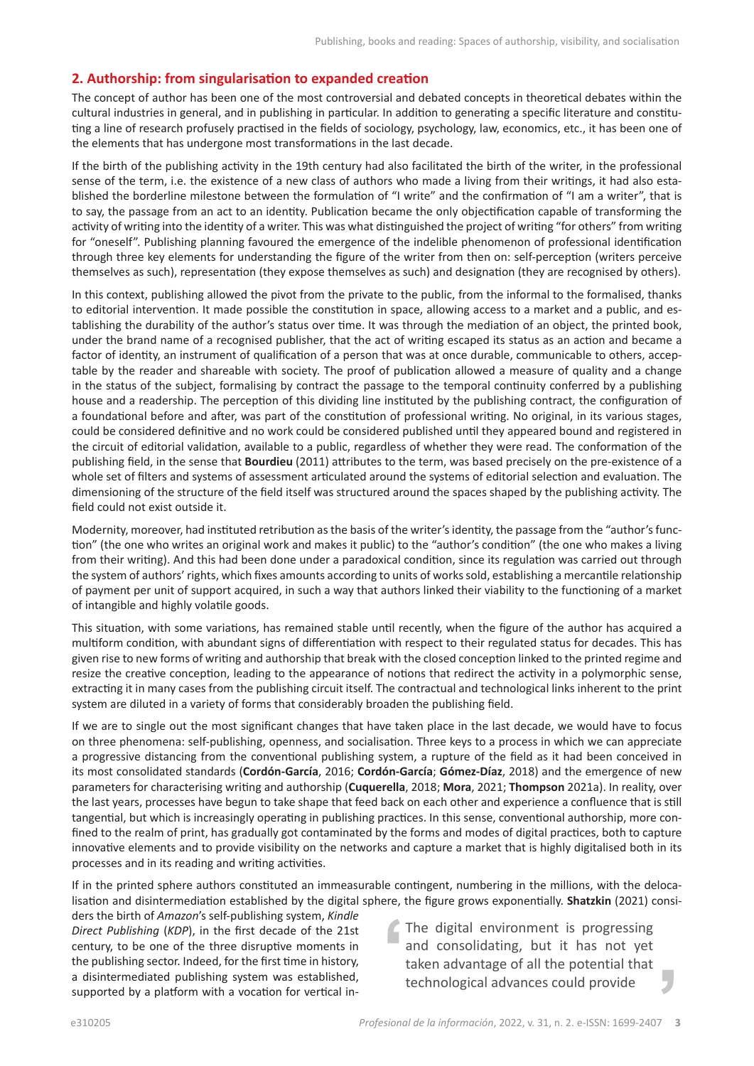## 2. Authorship: from singularisation to expanded creation

The concept of author has been one of the most controversial and debated concepts in theoretical debates within the cultural industries in general, and in publishing in particular. In addition to generating a specific literature and constituting a line of research profusely practised in the fields of sociology, psychology, law, economics, etc., it has been one of the elements that has undergone most transformations in the last decade.

If the birth of the publishing activity in the 19th century had also facilitated the birth of the writer, in the professional sense of the term, i.e. the existence of a new class of authors who made a living from their writings, it had also established the borderline milestone between the formulation of "I write" and the confirmation of "I am a writer", that is to say, the passage from an act to an identity. Publication became the only objectification capable of transforming the activity of writing into the identity of a writer. This was what distinguished the project of writing "for others" from writing for "oneself". Publishing planning favoured the emergence of the indelible phenomenon of professional identification through three key elements for understanding the figure of the writer from then on: self-perception (writers perceive themselves as such), representation (they expose themselves as such) and designation (they are recognised by others).

In this context, publishing allowed the pivot from the private to the public, from the informal to the formalised, thanks to editorial intervention. It made possible the constitution in space, allowing access to a market and a public, and establishing the durability of the author's status over time. It was through the mediation of an object, the printed book, under the brand name of a recognised publisher, that the act of writing escaped its status as an action and became a factor of identity, an instrument of qualification of a person that was at once durable, communicable to others, acceptable by the reader and shareable with society. The proof of publication allowed a measure of quality and a change in the status of the subject, formalising by contract the passage to the temporal continuity conferred by a publishing house and a readership. The perception of this dividing line instituted by the publishing contract, the configuration of a foundational before and after, was part of the constitution of professional writing. No original, in its various stages, could be considered definitive and no work could be considered published until they appeared bound and registered in the circuit of editorial validation, available to a public, regardless of whether they were read. The conformation of the publishing field, in the sense that **Bourdieu** (2011) attributes to the term, was based precisely on the pre-existence of a whole set of filters and systems of assessment articulated around the systems of editorial selection and evaluation. The dimensioning of the structure of the field itself was structured around the spaces shaped by the publishing activity. The field could not exist outside it.

Modernity, moreover, had instituted retribution as the basis of the writer's identity, the passage from the "author's function" (the one who writes an original work and makes it public) to the "author's condition" (the one who makes a living from their writing). And this had been done under a paradoxical condition, since its regulation was carried out through the system of authors' rights, which fixes amounts according to units of works sold, establishing a mercantile relationship of payment per unit of support acquired, in such a way that authors linked their viability to the functioning of a market of intangible and highly volatile goods.

This situation, with some variations, has remained stable until recently, when the figure of the author has acquired a multiform condition, with abundant signs of differentiation with respect to their regulated status for decades. This has given rise to new forms of writing and authorship that break with the closed conception linked to the printed regime and resize the creative conception, leading to the appearance of notions that redirect the activity in a polymorphic sense, extracting it in many cases from the publishing circuit itself. The contractual and technological links inherent to the print system are diluted in a variety of forms that considerably broaden the publishing field.

If we are to single out the most significant changes that have taken place in the last decade, we would have to focus on three phenomena: self-publishing, openness, and socialisation. Three keys to a process in which we can appreciate a progressive distancing from the conventional publishing system, a rupture of the field as it had been conceived in its most consolidated standards (**Cordón-García**, 2016; **Cordón-García**; **Gómez-Díaz**, 2018) and the emergence of new parameters for characterising writing and authorship (**Cuquerella**, 2018; **Mora**, 2021; **Thompson** 2021a). In reality, over the last years, processes have begun to take shape that feed back on each other and experience a confluence that is still tangential, but which is increasingly operating in publishing practices. In this sense, conventional authorship, more confined to the realm of print, has gradually got contaminated by the forms and modes of digital practices, both to capture innovative elements and to provide visibility on the networks and capture a market that is highly digitalised both in its processes and in its reading and writing activities.

If in the printed sphere authors constituted an immeasurable contingent, numbering in the millions, with the delocalisation and disintermediation established by the digital sphere, the figure grows exponentially. **Shatzkin** (2021) considers the birth of *Amazon*'s self-publishing system, *Kindle Direct Publishing* (*KDP*), in the first decade of the 21st century, to be one of the three disruptive moments in the publishing sector. Indeed, for the first time in history, a disintermediated publishing system was established, supported by a platform with a vocation for vertical in-

> The digital environment is progressing and consolidating, but it has not yet taken advantage of all the potential that technological advances could provide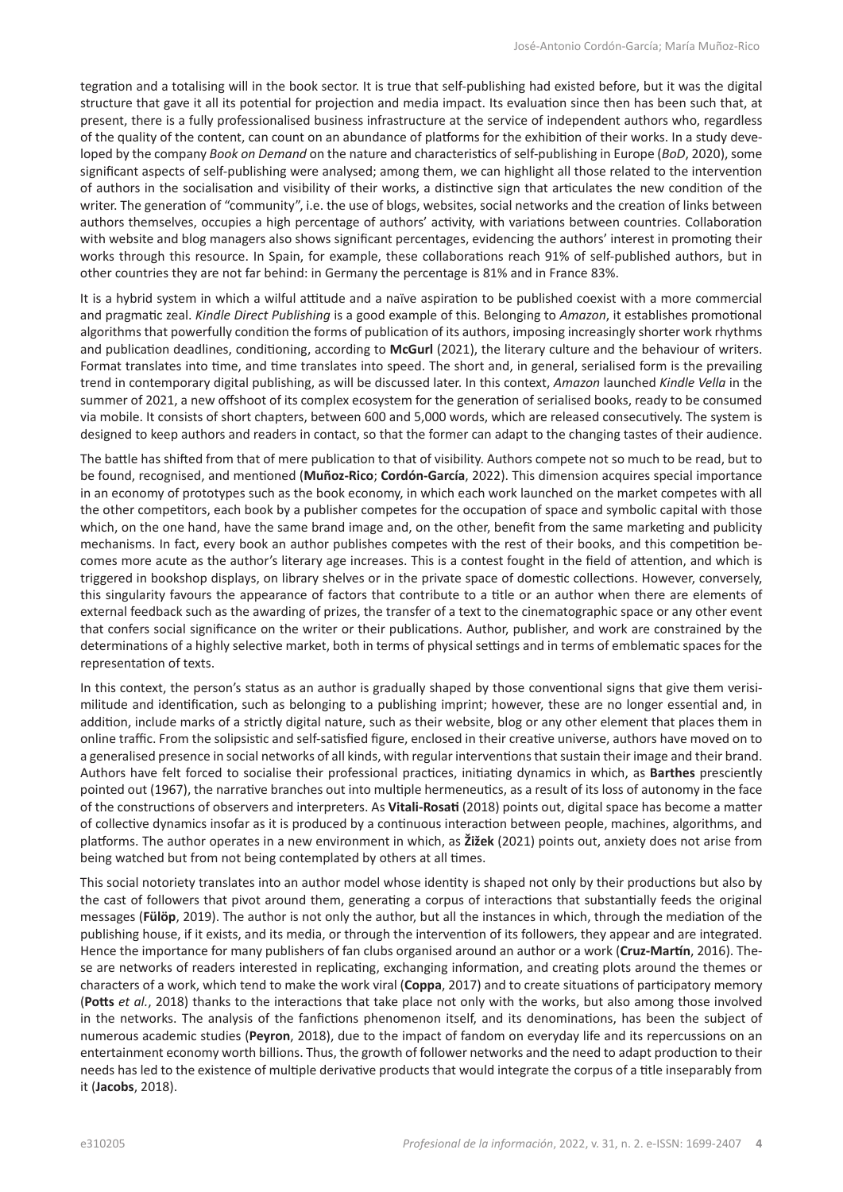tegration and a totalising will in the book sector. It is true that self-publishing had existed before, but it was the digital structure that gave it all its potential for projection and media impact. Its evaluation since then has been such that, at present, there is a fully professionalised business infrastructure at the service of independent authors who, regardless of the quality of the content, can count on an abundance of platforms for the exhibition of their works. In a study developed by the company *Book on Demand* on the nature and characteristics of self-publishing in Europe (*BoD*, 2020), some significant aspects of self-publishing were analysed; among them, we can highlight all those related to the intervention of authors in the socialisation and visibility of their works, a distinctive sign that articulates the new condition of the writer. The generation of "community", i.e. the use of blogs, websites, social networks and the creation of links between authors themselves, occupies a high percentage of authors' activity, with variations between countries. Collaboration with website and blog managers also shows significant percentages, evidencing the authors' interest in promoting their works through this resource. In Spain, for example, these collaborations reach 91% of self-published authors, but in other countries they are not far behind: in Germany the percentage is 81% and in France 83%.

It is a hybrid system in which a wilful attitude and a naïve aspiration to be published coexist with a more commercial and pragmatic zeal. *Kindle Direct Publishing* is a good example of this. Belonging to *Amazon*, it establishes promotional algorithms that powerfully condition the forms of publication of its authors, imposing increasingly shorter work rhythms and publication deadlines, conditioning, according to **McGurl** (2021), the literary culture and the behaviour of writers. Format translates into time, and time translates into speed. The short and, in general, serialised form is the prevailing trend in contemporary digital publishing, as will be discussed later. In this context, *Amazon* launched *Kindle Vella* in the summer of 2021, a new offshoot of its complex ecosystem for the generation of serialised books, ready to be consumed via mobile. It consists of short chapters, between 600 and 5,000 words, which are released consecutively. The system is designed to keep authors and readers in contact, so that the former can adapt to the changing tastes of their audience.

The battle has shifted from that of mere publication to that of visibility. Authors compete not so much to be read, but to be found, recognised, and mentioned (**Muñoz-Rico**; **Cordón-García**, 2022). This dimension acquires special importance in an economy of prototypes such as the book economy, in which each work launched on the market competes with all the other competitors, each book by a publisher competes for the occupation of space and symbolic capital with those which, on the one hand, have the same brand image and, on the other, benefit from the same marketing and publicity mechanisms. In fact, every book an author publishes competes with the rest of their books, and this competition becomes more acute as the author's literary age increases. This is a contest fought in the field of attention, and which is triggered in bookshop displays, on library shelves or in the private space of domestic collections. However, conversely, this singularity favours the appearance of factors that contribute to a title or an author when there are elements of external feedback such as the awarding of prizes, the transfer of a text to the cinematographic space or any other event that confers social significance on the writer or their publications. Author, publisher, and work are constrained by the determinations of a highly selective market, both in terms of physical settings and in terms of emblematic spaces for the representation of texts.

In this context, the person's status as an author is gradually shaped by those conventional signs that give them verisimilitude and identification, such as belonging to a publishing imprint; however, these are no longer essential and, in addition, include marks of a strictly digital nature, such as their website, blog or any other element that places them in online traffic. From the solipsistic and self-satisfied figure, enclosed in their creative universe, authors have moved on to a generalised presence in social networks of all kinds, with regular interventions that sustain their image and their brand. Authors have felt forced to socialise their professional practices, initiating dynamics in which, as **Barthes** presciently pointed out (1967), the narrative branches out into multiple hermeneutics, as a result of its loss of autonomy in the face of the constructions of observers and interpreters. As **Vitali-Rosati** (2018) points out, digital space has become a matter of collective dynamics insofar as it is produced by a continuous interaction between people, machines, algorithms, and platforms. The author operates in a new environment in which, as **Žižek** (2021) points out, anxiety does not arise from being watched but from not being contemplated by others at all times.

This social notoriety translates into an author model whose identity is shaped not only by their productions but also by the cast of followers that pivot around them, generating a corpus of interactions that substantially feeds the original messages (**Fülöp**, 2019). The author is not only the author, but all the instances in which, through the mediation of the publishing house, if it exists, and its media, or through the intervention of its followers, they appear and are integrated. Hence the importance for many publishers of fan clubs organised around an author or a work (**Cruz-Martín**, 2016). These are networks of readers interested in replicating, exchanging information, and creating plots around the themes or characters of a work, which tend to make the work viral (**Coppa**, 2017) and to create situations of participatory memory (**Potts** *et al.*, 2018) thanks to the interactions that take place not only with the works, but also among those involved in the networks. The analysis of the fanfictions phenomenon itself, and its denominations, has been the subject of numerous academic studies (**Peyron**, 2018), due to the impact of fandom on everyday life and its repercussions on an entertainment economy worth billions. Thus, the growth of follower networks and the need to adapt production to their needs has led to the existence of multiple derivative products that would integrate the corpus of a title inseparably from it (**Jacobs**, 2018).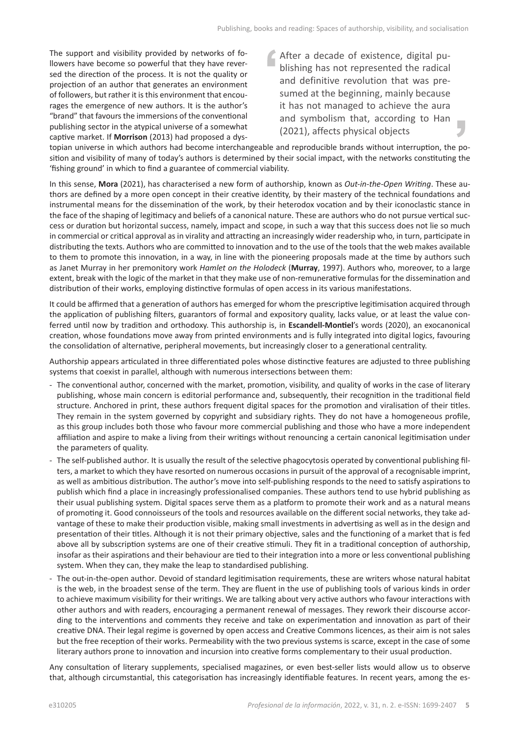The support and visibility provided by networks of followers have become so powerful that they have reversed the direction of the process. It is not the quality or projection of an author that generates an environment of followers, but rather it is this environment that encourages the emergence of new authors. It is the author's "brand" that favours the immersions of the conventional publishing sector in the atypical universe of a somewhat captive market. If **Morrison** (2013) had proposed a dystopian universe in which authors had become interchangeable and reproducible brands without interruption, the position and visibility of many of today's authors is determined by their social impact, with the networks constituting the 'fishing ground' in which to find a guarantee of commercial viability.

> After a decade of existence, digital publishing has not represented the radical and definitive revolution that was presumed at the beginning, mainly because it has not managed to achieve the aura and symbolism that, according to Han (2021), affects physical objects

In this sense, **Mora** (2021), has characterised a new form of authorship, known as *Out-in-the-Open Writing*. These authors are defined by a more open concept in their creative identity, by their mastery of the technical foundations and instrumental means for the dissemination of the work, by their heterodox vocation and by their iconoclastic stance in the face of the shaping of legitimacy and beliefs of a canonical nature. These are authors who do not pursue vertical success or duration but horizontal success, namely, impact and scope, in such a way that this success does not lie so much in commercial or critical approval as in virality and attracting an increasingly wider readership who, in turn, participate in distributing the texts. Authors who are committed to innovation and to the use of the tools that the web makes available to them to promote this innovation, in a way, in line with the pioneering proposals made at the time by authors such as Janet Murray in her premonitory work *Hamlet on the Holodeck* (**Murray**, 1997). Authors who, moreover, to a large extent, break with the logic of the market in that they make use of non-remunerative formulas for the dissemination and distribution of their works, employing distinctive formulas of open access in its various manifestations.

It could be affirmed that a generation of authors has emerged for whom the prescriptive legitimisation acquired through the application of publishing filters, guarantors of formal and expository quality, lacks value, or at least the value conferred until now by tradition and orthodoxy. This authorship is, in **Escandell-Montiel**'s words (2020), an exocanonical creation, whose foundations move away from printed environments and is fully integrated into digital logics, favouring the consolidation of alternative, peripheral movements, but increasingly closer to a generational centrality.

Authorship appears articulated in three differentiated poles whose distinctive features are adjusted to three publishing systems that coexist in parallel, although with numerous intersections between them:

- The conventional author, concerned with the market, promotion, visibility, and quality of works in the case of literary publishing, whose main concern is editorial performance and, subsequently, their recognition in the traditional field structure. Anchored in print, these authors frequent digital spaces for the promotion and viralisation of their titles. They remain in the system governed by copyright and subsidiary rights. They do not have a homogeneous profile, as this group includes both those who favour more commercial publishing and those who have a more independent affiliation and aspire to make a living from their writings without renouncing a certain canonical legitimisation under the parameters of quality.
- The self-published author. It is usually the result of the selective phagocytosis operated by conventional publishing filters, a market to which they have resorted on numerous occasions in pursuit of the approval of a recognisable imprint, as well as ambitious distribution. The author's move into self-publishing responds to the need to satisfy aspirations to publish which find a place in increasingly professionalised companies. These authors tend to use hybrid publishing as their usual publishing system. Digital spaces serve them as a platform to promote their work and as a natural means of promoting it. Good connoisseurs of the tools and resources available on the different social networks, they take advantage of these to make their production visible, making small investments in advertising as well as in the design and presentation of their titles. Although it is not their primary objective, sales and the functioning of a market that is fed above all by subscription systems are one of their creative stimuli. They fit in a traditional conception of authorship, insofar as their aspirations and their behaviour are tied to their integration into a more or less conventional publishing system. When they can, they make the leap to standardised publishing.
- The out-in-the-open author. Devoid of standard legitimisation requirements, these are writers whose natural habitat is the web, in the broadest sense of the term. They are fluent in the use of publishing tools of various kinds in order to achieve maximum visibility for their writings. We are talking about very active authors who favour interactions with other authors and with readers, encouraging a permanent renewal of messages. They rework their discourse according to the interventions and comments they receive and take on experimentation and innovation as part of their creative DNA. Their legal regime is governed by open access and Creative Commons licences, as their aim is not sales but the free reception of their works. Permeability with the two previous systems is scarce, except in the case of some literary authors prone to innovation and incursion into creative forms complementary to their usual production.

Any consultation of literary supplements, specialised magazines, or even best-seller lists would allow us to observe that, although circumstantial, this categorisation has increasingly identifiable features. In recent years, among the es-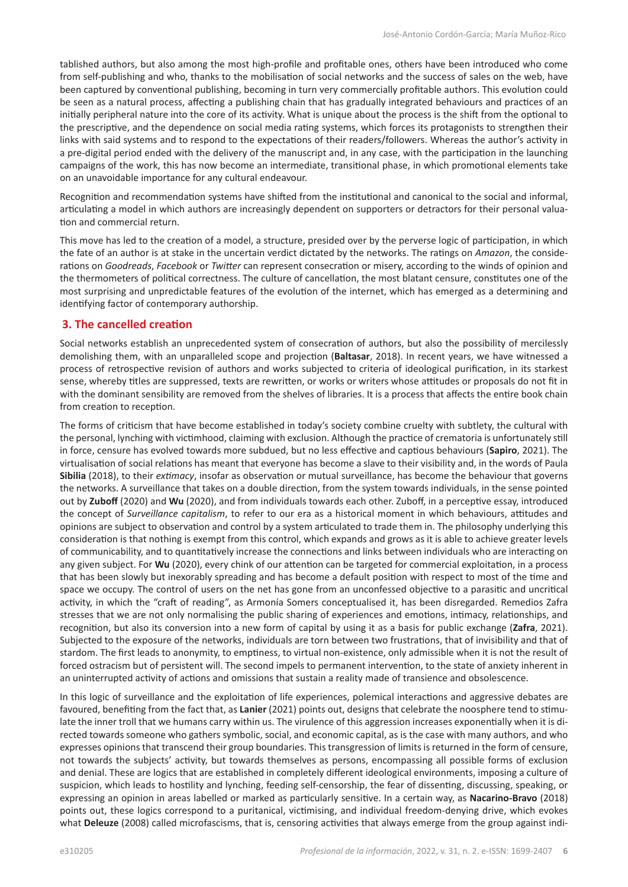tablished authors, but also among the most high-profile and profitable ones, others have been introduced who come from self-publishing and who, thanks to the mobilisation of social networks and the success of sales on the web, have been captured by conventional publishing, becoming in turn very commercially profitable authors. This evolution could be seen as a natural process, affecting a publishing chain that has gradually integrated behaviours and practices of an initially peripheral nature into the core of its activity. What is unique about the process is the shift from the optional to the prescriptive, and the dependence on social media rating systems, which forces its protagonists to strengthen their links with said systems and to respond to the expectations of their readers/followers. Whereas the author's activity in a pre-digital period ended with the delivery of the manuscript and, in any case, with the participation in the launching campaigns of the work, this has now become an intermediate, transitional phase, in which promotional elements take on an unavoidable importance for any cultural endeavour.

Recognition and recommendation systems have shifted from the institutional and canonical to the social and informal, articulating a model in which authors are increasingly dependent on supporters or detractors for their personal valuation and commercial return.

This move has led to the creation of a model, a structure, presided over by the perverse logic of participation, in which the fate of an author is at stake in the uncertain verdict dictated by the networks. The ratings on *Amazon*, the considerations on *Goodreads*, *Facebook* or *Twitter* can represent consecration or misery, according to the winds of opinion and the thermometers of political correctness. The culture of cancellation, the most blatant censure, constitutes one of the most surprising and unpredictable features of the evolution of the internet, which has emerged as a determining and identifying factor of contemporary authorship.

## 3. The cancelled creation

Social networks establish an unprecedented system of consecration of authors, but also the possibility of mercilessly demolishing them, with an unparalleled scope and projection (**Baltasar**, 2018). In recent years, we have witnessed a process of retrospective revision of authors and works subjected to criteria of ideological purification, in its starkest sense, whereby titles are suppressed, texts are rewritten, or works or writers whose attitudes or proposals do not fit in with the dominant sensibility are removed from the shelves of libraries. It is a process that affects the entire book chain from creation to reception.

The forms of criticism that have become established in today's society combine cruelty with subtlety, the cultural with the personal, lynching with victimhood, claiming with exclusion. Although the practice of crematoria is unfortunately still in force, censure has evolved towards more subdued, but no less effective and captious behaviours (**Sapiro**, 2021). The virtualisation of social relations has meant that everyone has become a slave to their visibility and, in the words of Paula **Sibilia** (2018), to their *extimacy*, insofar as observation or mutual surveillance, has become the behaviour that governs the networks. A surveillance that takes on a double direction, from the system towards individuals, in the sense pointed out by **Zuboff** (2020) and **Wu** (2020), and from individuals towards each other. Zuboff, in a perceptive essay, introduced the concept of *Surveillance capitalism*, to refer to our era as a historical moment in which behaviours, attitudes and opinions are subject to observation and control by a system articulated to trade them in. The philosophy underlying this consideration is that nothing is exempt from this control, which expands and grows as it is able to achieve greater levels of communicability, and to quantitatively increase the connections and links between individuals who are interacting on any given subject. For **Wu** (2020), every chink of our attention can be targeted for commercial exploitation, in a process that has been slowly but inexorably spreading and has become a default position with respect to most of the time and space we occupy. The control of users on the net has gone from an unconfessed objective to a parasitic and uncritical activity, in which the "craft of reading", as Armonía Somers conceptualised it, has been disregarded. Remedios Zafra stresses that we are not only normalising the public sharing of experiences and emotions, intimacy, relationships, and recognition, but also its conversion into a new form of capital by using it as a basis for public exchange (**Zafra**, 2021). Subjected to the exposure of the networks, individuals are torn between two frustrations, that of invisibility and that of stardom. The first leads to anonymity, to emptiness, to virtual non-existence, only admissible when it is not the result of forced ostracism but of persistent will. The second impels to permanent intervention, to the state of anxiety inherent in an uninterrupted activity of actions and omissions that sustain a reality made of transience and obsolescence.

In this logic of surveillance and the exploitation of life experiences, polemical interactions and aggressive debates are favoured, benefiting from the fact that, as **Lanier** (2021) points out, designs that celebrate the noosphere tend to stimulate the inner troll that we humans carry within us. The virulence of this aggression increases exponentially when it is directed towards someone who gathers symbolic, social, and economic capital, as is the case with many authors, and who expresses opinions that transcend their group boundaries. This transgression of limits is returned in the form of censure, not towards the subjects' activity, but towards themselves as persons, encompassing all possible forms of exclusion and denial. These are logics that are established in completely different ideological environments, imposing a culture of suspicion, which leads to hostility and lynching, feeding self-censorship, the fear of dissenting, discussing, speaking, or expressing an opinion in areas labelled or marked as particularly sensitive. In a certain way, as **Nacarino-Bravo** (2018) points out, these logics correspond to a puritanical, victimising, and individual freedom-denying drive, which evokes what **Deleuze** (2008) called microfascisms, that is, censoring activities that always emerge from the group against indi-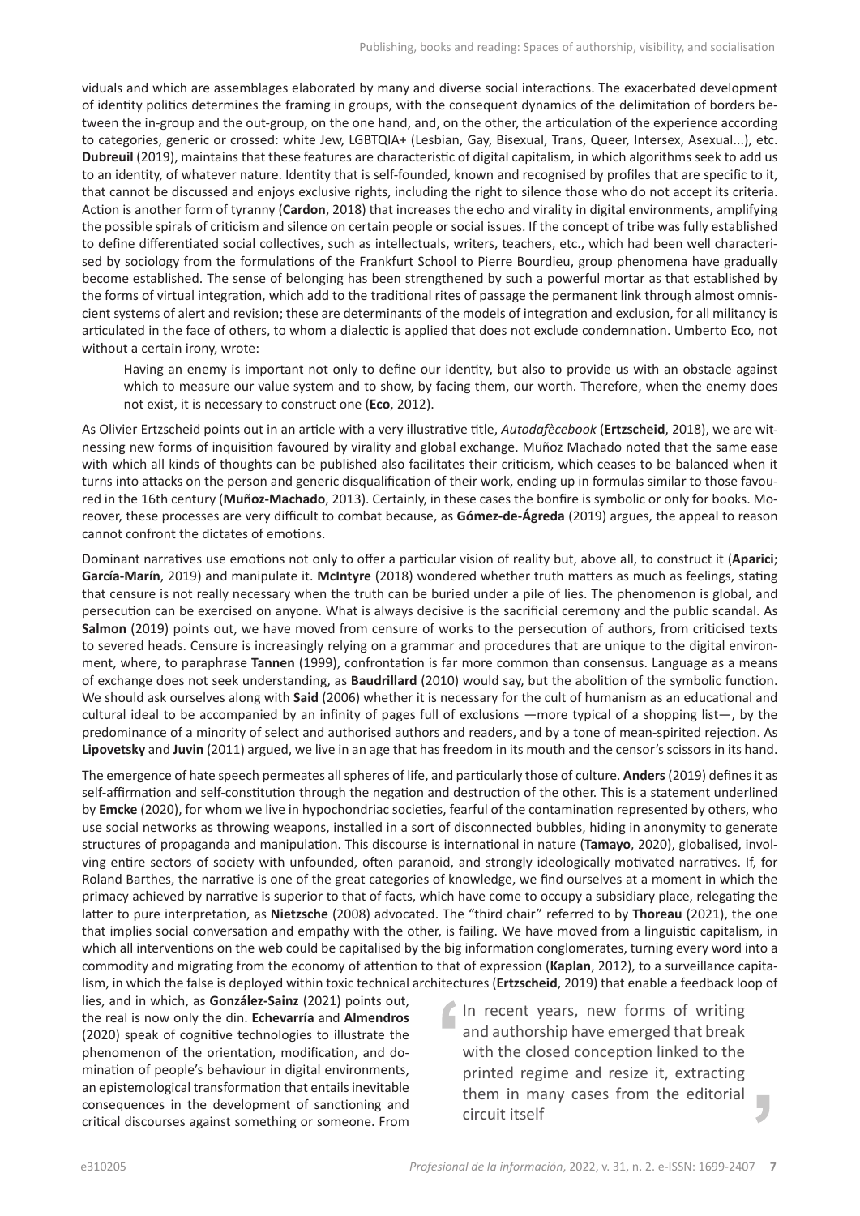viduals and which are assemblages elaborated by many and diverse social interactions. The exacerbated development of identity politics determines the framing in groups, with the consequent dynamics of the delimitation of borders between the in-group and the out-group, on the one hand, and, on the other, the articulation of the experience according to categories, generic or crossed: white Jew, LGBTQIA+ (Lesbian, Gay, Bisexual, Trans, Queer, Intersex, Asexual...), etc. **Dubreuil** (2019), maintains that these features are characteristic of digital capitalism, in which algorithms seek to add us to an identity, of whatever nature. Identity that is self-founded, known and recognised by profiles that are specific to it, that cannot be discussed and enjoys exclusive rights, including the right to silence those who do not accept its criteria. Action is another form of tyranny (**Cardon**, 2018) that increases the echo and virality in digital environments, amplifying the possible spirals of criticism and silence on certain people or social issues. If the concept of tribe was fully established to define differentiated social collectives, such as intellectuals, writers, teachers, etc., which had been well characterised by sociology from the formulations of the Frankfurt School to Pierre Bourdieu, group phenomena have gradually become established. The sense of belonging has been strengthened by such a powerful mortar as that established by the forms of virtual integration, which add to the traditional rites of passage the permanent link through almost omniscient systems of alert and revision; these are determinants of the models of integration and exclusion, for all militancy is articulated in the face of others, to whom a dialectic is applied that does not exclude condemnation. Umberto Eco, not without a certain irony, wrote:

> Having an enemy is important not only to define our identity, but also to provide us with an obstacle against which to measure our value system and to show, by facing them, our worth. Therefore, when the enemy does not exist, it is necessary to construct one (**Eco**, 2012).

As Olivier Ertzscheid points out in an article with a very illustrative title, *Autodafècebook* (**Ertzscheid**, 2018), we are witnessing new forms of inquisition favoured by virality and global exchange. Muñoz Machado noted that the same ease with which all kinds of thoughts can be published also facilitates their criticism, which ceases to be balanced when it turns into attacks on the person and generic disqualification of their work, ending up in formulas similar to those favoured in the 16th century (**Muñoz-Machado**, 2013). Certainly, in these cases the bonfire is symbolic or only for books. Moreover, these processes are very difficult to combat because, as **Gómez-de-Ágreda** (2019) argues, the appeal to reason cannot confront the dictates of emotions.

Dominant narratives use emotions not only to offer a particular vision of reality but, above all, to construct it (**Aparici**; **García-Marín**, 2019) and manipulate it. **McIntyre** (2018) wondered whether truth matters as much as feelings, stating that censure is not really necessary when the truth can be buried under a pile of lies. The phenomenon is global, and persecution can be exercised on anyone. What is always decisive is the sacrificial ceremony and the public scandal. As **Salmon** (2019) points out, we have moved from censure of works to the persecution of authors, from criticised texts to severed heads. Censure is increasingly relying on a grammar and procedures that are unique to the digital environment, where, to paraphrase **Tannen** (1999), confrontation is far more common than consensus. Language as a means of exchange does not seek understanding, as **Baudrillard** (2010) would say, but the abolition of the symbolic function. We should ask ourselves along with **Said** (2006) whether it is necessary for the cult of humanism as an educational and cultural ideal to be accompanied by an infinity of pages full of exclusions —more typical of a shopping list—, by the predominance of a minority of select and authorised authors and readers, and by a tone of mean-spirited rejection. As **Lipovetsky** and **Juvin** (2011) argued, we live in an age that has freedom in its mouth and the censor's scissors in its hand.

The emergence of hate speech permeates all spheres of life, and particularly those of culture. **Anders** (2019) defines it as self-affirmation and self-constitution through the negation and destruction of the other. This is a statement underlined by **Emcke** (2020), for whom we live in hypochondriac societies, fearful of the contamination represented by others, who use social networks as throwing weapons, installed in a sort of disconnected bubbles, hiding in anonymity to generate structures of propaganda and manipulation. This discourse is international in nature (**Tamayo**, 2020), globalised, involving entire sectors of society with unfounded, often paranoid, and strongly ideologically motivated narratives. If, for Roland Barthes, the narrative is one of the great categories of knowledge, we find ourselves at a moment in which the primacy achieved by narrative is superior to that of facts, which have come to occupy a subsidiary place, relegating the latter to pure interpretation, as **Nietzsche** (2008) advocated. The "third chair" referred to by **Thoreau** (2021), the one that implies social conversation and empathy with the other, is failing. We have moved from a linguistic capitalism, in which all interventions on the web could be capitalised by the big information conglomerates, turning every word into a commodity and migrating from the economy of attention to that of expression (**Kaplan**, 2012), to a surveillance capitalism, in which the false is deployed within toxic technical architectures (**Ertzscheid**, 2019) that enable a feedback loop of lies, and in which, as **González-Sainz** (2021) points out, the real is now only the din. **Echevarría** and **Almendros** (2020) speak of cognitive technologies to illustrate the phenomenon of the orientation, modification, and domination of people's behaviour in digital environments, an epistemological transformation that entails inevitable consequences in the development of sanctioning and critical discourses against something or someone. From

> In recent years, new forms of writing and authorship have emerged that break with the closed conception linked to the printed regime and resize it, extracting them in many cases from the editorial circuit itself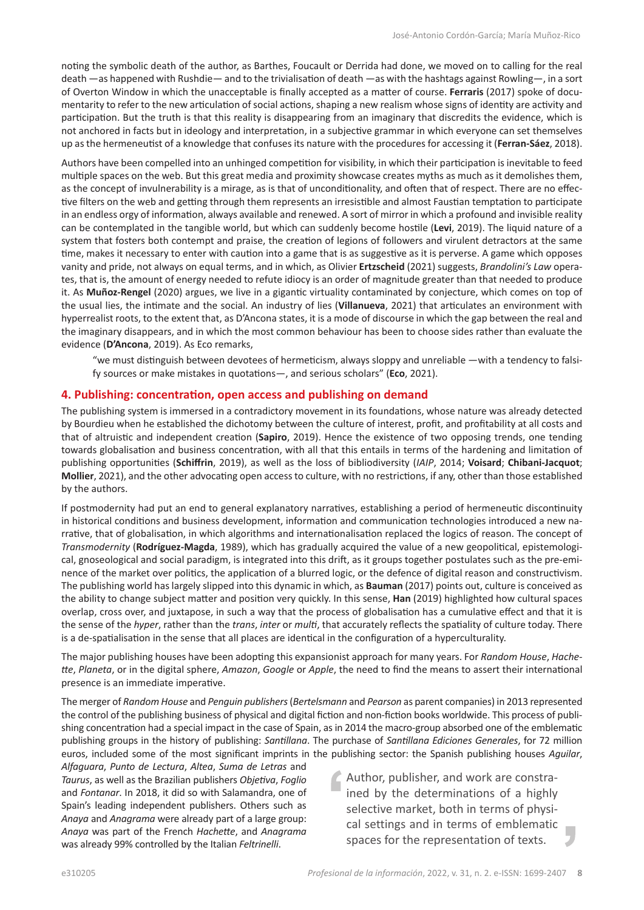noting the symbolic death of the author, as Barthes, Foucault or Derrida had done, we moved on to calling for the real death —as happened with Rushdie— and to the trivialisation of death —as with the hashtags against Rowling—, in a sort of Overton Window in which the unacceptable is finally accepted as a matter of course. **Ferraris** (2017) spoke of documentarity to refer to the new articulation of social actions, shaping a new realism whose signs of identity are activity and participation. But the truth is that this reality is disappearing from an imaginary that discredits the evidence, which is not anchored in facts but in ideology and interpretation, in a subjective grammar in which everyone can set themselves up as the hermeneutist of a knowledge that confuses its nature with the procedures for accessing it (**Ferran-Sáez**, 2018).

Authors have been compelled into an unhinged competition for visibility, in which their participation is inevitable to feed multiple spaces on the web. But this great media and proximity showcase creates myths as much as it demolishes them, as the concept of invulnerability is a mirage, as is that of unconditionality, and often that of respect. There are no effective filters on the web and getting through them represents an irresistible and almost Faustian temptation to participate in an endless orgy of information, always available and renewed. A sort of mirror in which a profound and invisible reality can be contemplated in the tangible world, but which can suddenly become hostile (**Levi**, 2019). The liquid nature of a system that fosters both contempt and praise, the creation of legions of followers and virulent detractors at the same time, makes it necessary to enter with caution into a game that is as suggestive as it is perverse. A game which opposes vanity and pride, not always on equal terms, and in which, as Olivier **Ertzscheid** (2021) suggests, *Brandolini's Law* operates, that is, the amount of energy needed to refute idiocy is an order of magnitude greater than that needed to produce it. As **Muñoz-Rengel** (2020) argues, we live in a gigantic virtuality contaminated by conjecture, which comes on top of the usual lies, the intimate and the social. An industry of lies (**Villanueva**, 2021) that articulates an environment with hyperrealist roots, to the extent that, as D'Ancona states, it is a mode of discourse in which the gap between the real and the imaginary disappears, and in which the most common behaviour has been to choose sides rather than evaluate the evidence (**D'Ancona**, 2019). As Eco remarks,

> "we must distinguish between devotees of hermeticism, always sloppy and unreliable —with a tendency to falsify sources or make mistakes in quotations—, and serious scholars" (**Eco**, 2021).

## 4. Publishing: concentration, open access and publishing on demand

The publishing system is immersed in a contradictory movement in its foundations, whose nature was already detected by Bourdieu when he established the dichotomy between the culture of interest, profit, and profitability at all costs and that of altruistic and independent creation (**Sapiro**, 2019). Hence the existence of two opposing trends, one tending towards globalisation and business concentration, with all that this entails in terms of the hardening and limitation of publishing opportunities (**Schiffrin**, 2019), as well as the loss of bibliodiversity (*IAIP*, 2014; **Voisard**; **Chibani-Jacquot**; **Mollier**, 2021), and the other advocating open access to culture, with no restrictions, if any, other than those established by the authors.

If postmodernity had put an end to general explanatory narratives, establishing a period of hermeneutic discontinuity in historical conditions and business development, information and communication technologies introduced a new narrative, that of globalisation, in which algorithms and internationalisation replaced the logics of reason. The concept of *Transmodernity* (**Rodríguez-Magda**, 1989), which has gradually acquired the value of a new geopolitical, epistemological, gnoseological and social paradigm, is integrated into this drift, as it groups together postulates such as the pre-eminence of the market over politics, the application of a blurred logic, or the defence of digital reason and constructivism. The publishing world has largely slipped into this dynamic in which, as **Bauman** (2017) points out, culture is conceived as the ability to change subject matter and position very quickly. In this sense, **Han** (2019) highlighted how cultural spaces overlap, cross over, and juxtapose, in such a way that the process of globalisation has a cumulative effect and that it is the sense of the *hyper*, rather than the *trans*, *inter* or *multi*, that accurately reflects the spatiality of culture today. There is a de-spatialisation in the sense that all places are identical in the configuration of a hyperculturality.

The major publishing houses have been adopting this expansionist approach for many years. For *Random House*, *Hachette*, *Planeta*, or in the digital sphere, *Amazon*, *Google* or *Apple*, the need to find the means to assert their international presence is an immediate imperative.

The merger of *Random House* and *Penguin publishers* (*Bertelsmann* and *Pearson* as parent companies) in 2013 represented the control of the publishing business of physical and digital fiction and non-fiction books worldwide. This process of publishing concentration had a special impact in the case of Spain, as in 2014 the macro-group absorbed one of the emblematic publishing groups in the history of publishing: *Santillana*. The purchase of *Santillana Ediciones Generales*, for 72 million euros, included some of the most significant imprints in the publishing sector: the Spanish publishing houses *Aguilar*, *Alfaguara*, *Punto de Lectura*, *Altea*, *Suma de Letras* and *Taurus*, as well as the Brazilian publishers *Objetiva*, *Foglio* and *Fontanar*. In 2018, it did so with Salamandra, one of Spain's leading independent publishers. Others such as *Anaya* and *Anagrama* were already part of a large group: *Anaya* was part of the French *Hachette*, and *Anagrama* was already 99% controlled by the Italian *Feltrinelli*.

> Author, publisher, and work are constrained by the determinations of a highly selective market, both in terms of physical settings and in terms of emblematic spaces for the representation of texts.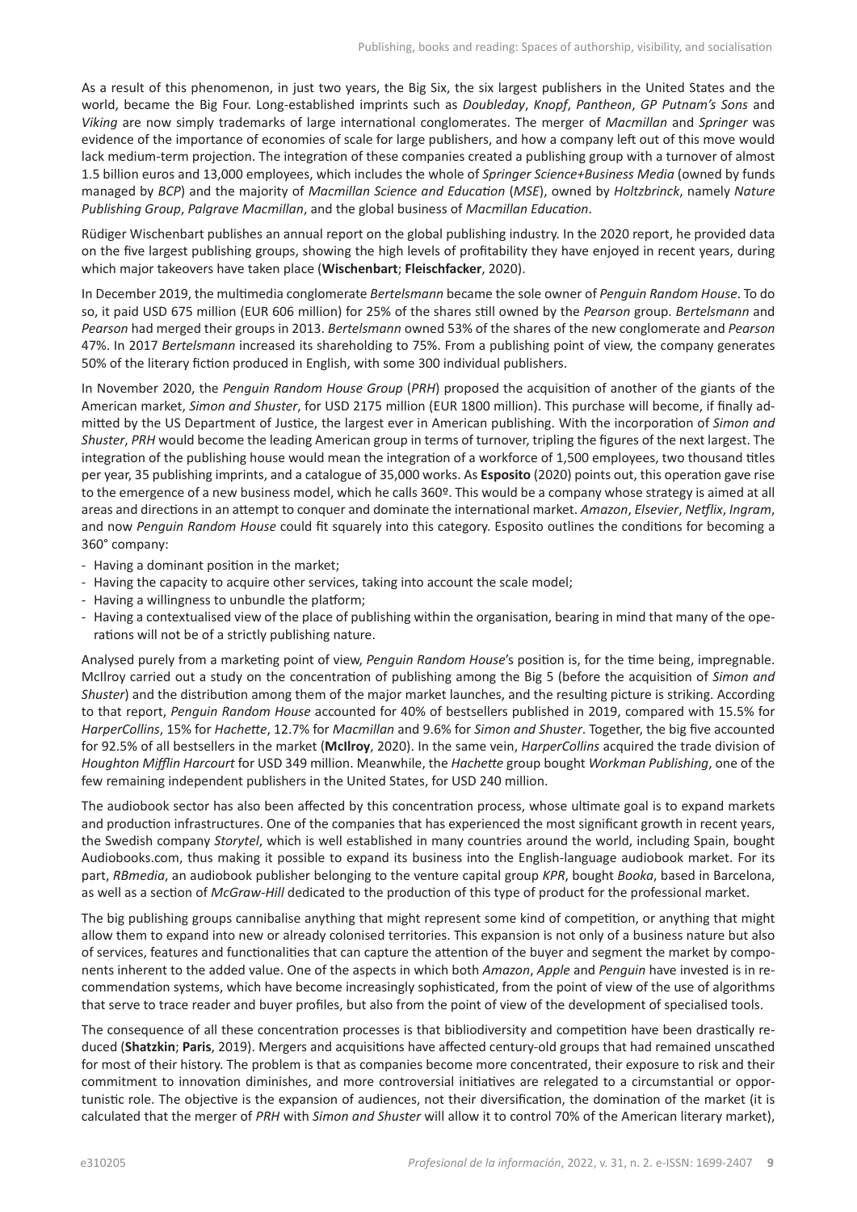As a result of this phenomenon, in just two years, the Big Six, the six largest publishers in the United States and the world, became the Big Four. Long-established imprints such as *Doubleday*, *Knopf*, *Pantheon*, *GP Putnam's Sons* and *Viking* are now simply trademarks of large international conglomerates. The merger of *Macmillan* and *Springer* was evidence of the importance of economies of scale for large publishers, and how a company left out of this move would lack medium-term projection. The integration of these companies created a publishing group with a turnover of almost 1.5 billion euros and 13,000 employees, which includes the whole of *Springer Science+Business Media* (owned by funds managed by *BCP*) and the majority of *Macmillan Science and Education* (*MSE*), owned by *Holtzbrinck*, namely *Nature Publishing Group*, *Palgrave Macmillan*, and the global business of *Macmillan Education*.

Rüdiger Wischenbart publishes an annual report on the global publishing industry. In the 2020 report, he provided data on the five largest publishing groups, showing the high levels of profitability they have enjoyed in recent years, during which major takeovers have taken place (**Wischenbart**; **Fleischfacker**, 2020).

In December 2019, the multimedia conglomerate *Bertelsmann* became the sole owner of *Penguin Random House*. To do so, it paid USD 675 million (EUR 606 million) for 25% of the shares still owned by the *Pearson* group. *Bertelsmann* and *Pearson* had merged their groups in 2013. *Bertelsmann* owned 53% of the shares of the new conglomerate and *Pearson* 47%. In 2017 *Bertelsmann* increased its shareholding to 75%. From a publishing point of view, the company generates 50% of the literary fiction produced in English, with some 300 individual publishers.

In November 2020, the *Penguin Random House Group* (*PRH*) proposed the acquisition of another of the giants of the American market, *Simon and Shuster*, for USD 2175 million (EUR 1800 million). This purchase will become, if finally admitted by the US Department of Justice, the largest ever in American publishing. With the incorporation of *Simon and Shuster*, *PRH* would become the leading American group in terms of turnover, tripling the figures of the next largest. The integration of the publishing house would mean the integration of a workforce of 1,500 employees, two thousand titles per year, 35 publishing imprints, and a catalogue of 35,000 works. As **Esposito** (2020) points out, this operation gave rise to the emergence of a new business model, which he calls 360º. This would be a company whose strategy is aimed at all areas and directions in an attempt to conquer and dominate the international market. *Amazon*, *Elsevier*, *Netflix*, *Ingram*, and now *Penguin Random House* could fit squarely into this category. Esposito outlines the conditions for becoming a 360° company:

- Having a dominant position in the market;
- Having the capacity to acquire other services, taking into account the scale model;
- Having a willingness to unbundle the platform;
- Having a contextualised view of the place of publishing within the organisation, bearing in mind that many of the operations will not be of a strictly publishing nature.

Analysed purely from a marketing point of view, *Penguin Random House*'s position is, for the time being, impregnable. McIlroy carried out a study on the concentration of publishing among the Big 5 (before the acquisition of *Simon and Shuster*) and the distribution among them of the major market launches, and the resulting picture is striking. According to that report, *Penguin Random House* accounted for 40% of bestsellers published in 2019, compared with 15.5% for *HarperCollins*, 15% for *Hachette*, 12.7% for *Macmillan* and 9.6% for *Simon and Shuster*. Together, the big five accounted for 92.5% of all bestsellers in the market (**McIlroy**, 2020). In the same vein, *HarperCollins* acquired the trade division of *Houghton Mifflin Harcourt* for USD 349 million. Meanwhile, the *Hachette* group bought *Workman Publishing*, one of the few remaining independent publishers in the United States, for USD 240 million.

The audiobook sector has also been affected by this concentration process, whose ultimate goal is to expand markets and production infrastructures. One of the companies that has experienced the most significant growth in recent years, the Swedish company *Storytel*, which is well established in many countries around the world, including Spain, bought Audiobooks.com, thus making it possible to expand its business into the English-language audiobook market. For its part, *RBmedia*, an audiobook publisher belonging to the venture capital group *KPR*, bought *Booka*, based in Barcelona, as well as a section of *McGraw-Hill* dedicated to the production of this type of product for the professional market.

The big publishing groups cannibalise anything that might represent some kind of competition, or anything that might allow them to expand into new or already colonised territories. This expansion is not only of a business nature but also of services, features and functionalities that can capture the attention of the buyer and segment the market by components inherent to the added value. One of the aspects in which both *Amazon*, *Apple* and *Penguin* have invested is in recommendation systems, which have become increasingly sophisticated, from the point of view of the use of algorithms that serve to trace reader and buyer profiles, but also from the point of view of the development of specialised tools.

The consequence of all these concentration processes is that bibliodiversity and competition have been drastically reduced (**Shatzkin**; **Paris**, 2019). Mergers and acquisitions have affected century-old groups that had remained unscathed for most of their history. The problem is that as companies become more concentrated, their exposure to risk and their commitment to innovation diminishes, and more controversial initiatives are relegated to a circumstantial or opportunistic role. The objective is the expansion of audiences, not their diversification, the domination of the market (it is calculated that the merger of *PRH* with *Simon and Shuster* will allow it to control 70% of the American literary market),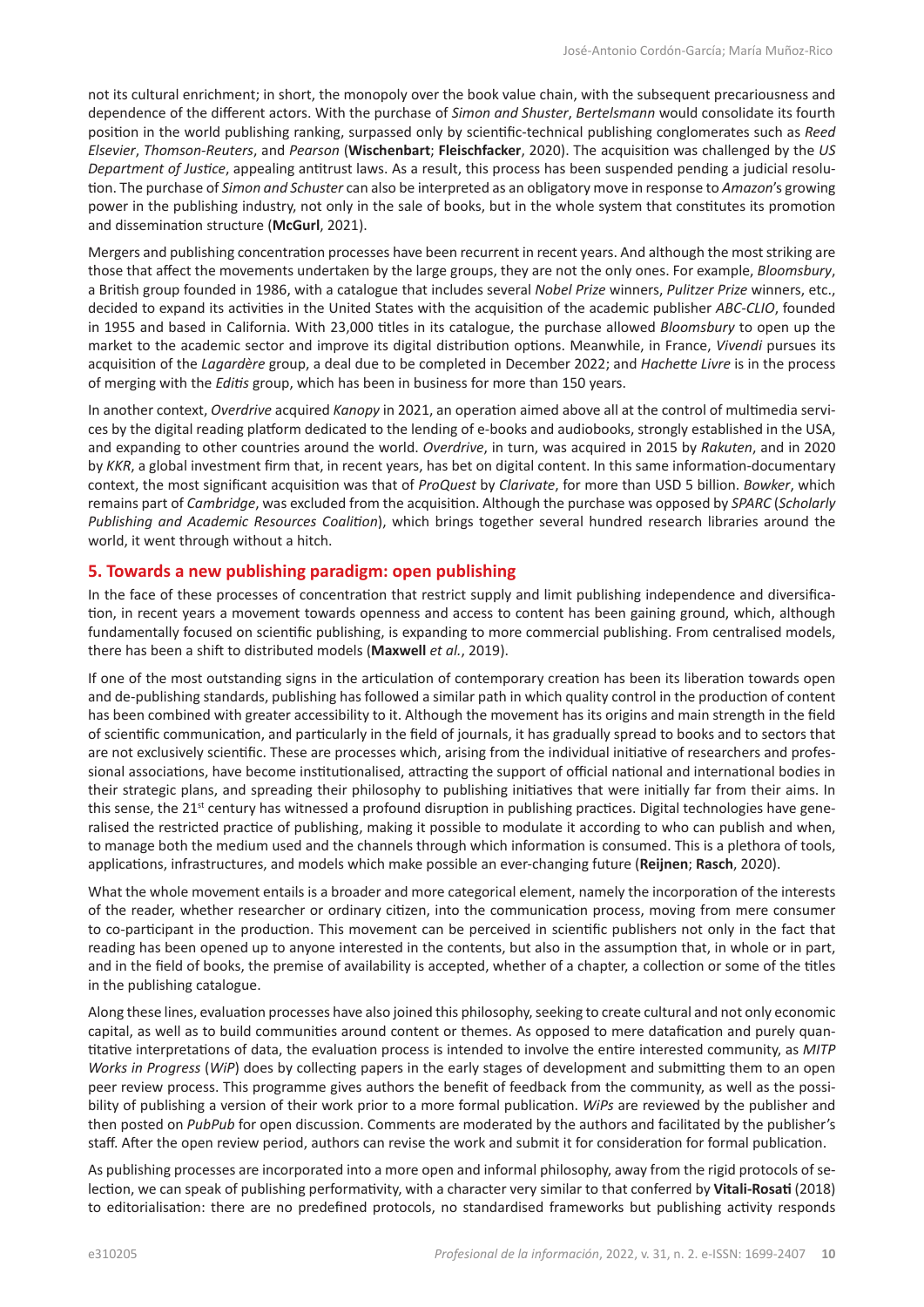not its cultural enrichment; in short, the monopoly over the book value chain, with the subsequent precariousness and dependence of the different actors. With the purchase of *Simon and Shuster*, *Bertelsmann* would consolidate its fourth position in the world publishing ranking, surpassed only by scientific-technical publishing conglomerates such as *Reed Elsevier*, *Thomson-Reuters*, and *Pearson* (**Wischenbart**; **Fleischfacker**, 2020). The acquisition was challenged by the *US Department of Justice*, appealing antitrust laws. As a result, this process has been suspended pending a judicial resolution. The purchase of *Simon and Schuster* can also be interpreted as an obligatory move in response to *Amazon*'s growing power in the publishing industry, not only in the sale of books, but in the whole system that constitutes its promotion and dissemination structure (**McGurl**, 2021).

Mergers and publishing concentration processes have been recurrent in recent years. And although the most striking are those that affect the movements undertaken by the large groups, they are not the only ones. For example, *Bloomsbury*, a British group founded in 1986, with a catalogue that includes several *Nobel Prize* winners, *Pulitzer Prize* winners, etc., decided to expand its activities in the United States with the acquisition of the academic publisher *ABC-CLIO*, founded in 1955 and based in California. With 23,000 titles in its catalogue, the purchase allowed *Bloomsbury* to open up the market to the academic sector and improve its digital distribution options. Meanwhile, in France, *Vivendi* pursues its acquisition of the *Lagardère* group, a deal due to be completed in December 2022; and *Hachette Livre* is in the process of merging with the *Editis* group, which has been in business for more than 150 years.

In another context, *Overdrive* acquired *Kanopy* in 2021, an operation aimed above all at the control of multimedia services by the digital reading platform dedicated to the lending of e-books and audiobooks, strongly established in the USA, and expanding to other countries around the world. *Overdrive*, in turn, was acquired in 2015 by *Rakuten*, and in 2020 by *KKR*, a global investment firm that, in recent years, has bet on digital content. In this same information-documentary context, the most significant acquisition was that of *ProQuest* by *Clarivate*, for more than USD 5 billion. *Bowker*, which remains part of *Cambridge*, was excluded from the acquisition. Although the purchase was opposed by *SPARC* (*Scholarly Publishing and Academic Resources Coalition*), which brings together several hundred research libraries around the world, it went through without a hitch.

## 5. Towards a new publishing paradigm: open publishing

In the face of these processes of concentration that restrict supply and limit publishing independence and diversification, in recent years a movement towards openness and access to content has been gaining ground, which, although fundamentally focused on scientific publishing, is expanding to more commercial publishing. From centralised models, there has been a shift to distributed models (**Maxwell** *et al.*, 2019).

If one of the most outstanding signs in the articulation of contemporary creation has been its liberation towards open and de-publishing standards, publishing has followed a similar path in which quality control in the production of content has been combined with greater accessibility to it. Although the movement has its origins and main strength in the field of scientific communication, and particularly in the field of journals, it has gradually spread to books and to sectors that are not exclusively scientific. These are processes which, arising from the individual initiative of researchers and professional associations, have become institutionalised, attracting the support of official national and international bodies in their strategic plans, and spreading their philosophy to publishing initiatives that were initially far from their aims. In this sense, the 21st century has witnessed a profound disruption in publishing practices. Digital technologies have generalised the restricted practice of publishing, making it possible to modulate it according to who can publish and when, to manage both the medium used and the channels through which information is consumed. This is a plethora of tools, applications, infrastructures, and models which make possible an ever-changing future (**Reijnen**; **Rasch**, 2020).

What the whole movement entails is a broader and more categorical element, namely the incorporation of the interests of the reader, whether researcher or ordinary citizen, into the communication process, moving from mere consumer to co-participant in the production. This movement can be perceived in scientific publishers not only in the fact that reading has been opened up to anyone interested in the contents, but also in the assumption that, in whole or in part, and in the field of books, the premise of availability is accepted, whether of a chapter, a collection or some of the titles in the publishing catalogue.

Along these lines, evaluation processes have also joined this philosophy, seeking to create cultural and not only economic capital, as well as to build communities around content or themes. As opposed to mere datafication and purely quantitative interpretations of data, the evaluation process is intended to involve the entire interested community, as *MITP Works in Progress* (*WiP*) does by collecting papers in the early stages of development and submitting them to an open peer review process. This programme gives authors the benefit of feedback from the community, as well as the possibility of publishing a version of their work prior to a more formal publication. *WiPs* are reviewed by the publisher and then posted on *PubPub* for open discussion. Comments are moderated by the authors and facilitated by the publisher's staff. After the open review period, authors can revise the work and submit it for consideration for formal publication.

As publishing processes are incorporated into a more open and informal philosophy, away from the rigid protocols of selection, we can speak of publishing performativity, with a character very similar to that conferred by **Vitali-Rosati** (2018) to editorialisation: there are no predefined protocols, no standardised frameworks but publishing activity responds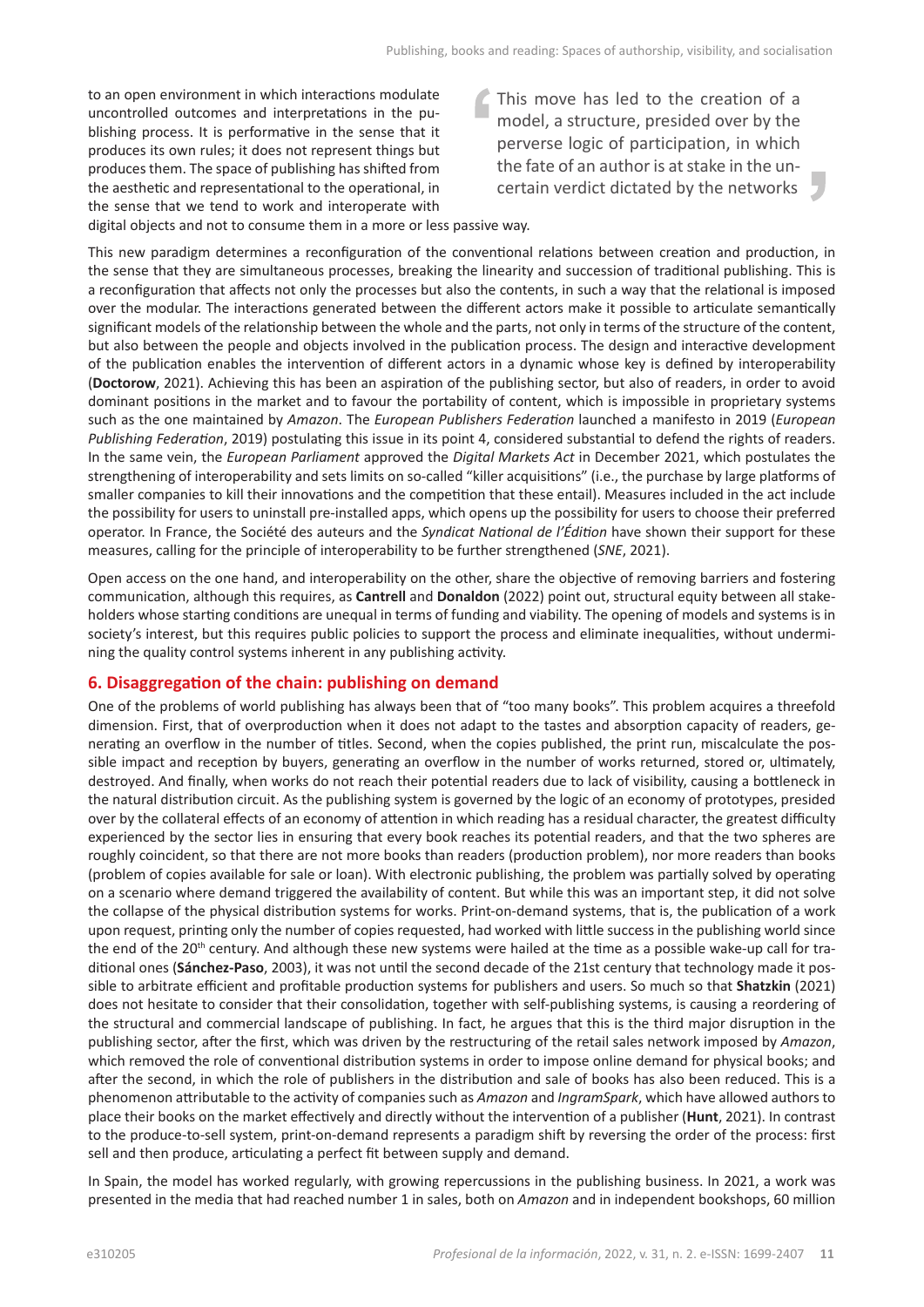to an open environment in which interactions modulate uncontrolled outcomes and interpretations in the publishing process. It is performative in the sense that it produces its own rules; it does not represent things but produces them. The space of publishing has shifted from the aesthetic and representational to the operational, in the sense that we tend to work and interoperate with digital objects and not to consume them in a more or less passive way.

> This move has led to the creation of a model, a structure, presided over by the perverse logic of participation, in which the fate of an author is at stake in the uncertain verdict dictated by the networks

This new paradigm determines a reconfiguration of the conventional relations between creation and production, in the sense that they are simultaneous processes, breaking the linearity and succession of traditional publishing. This is a reconfiguration that affects not only the processes but also the contents, in such a way that the relational is imposed over the modular. The interactions generated between the different actors make it possible to articulate semantically significant models of the relationship between the whole and the parts, not only in terms of the structure of the content, but also between the people and objects involved in the publication process. The design and interactive development of the publication enables the intervention of different actors in a dynamic whose key is defined by interoperability (**Doctorow**, 2021). Achieving this has been an aspiration of the publishing sector, but also of readers, in order to avoid dominant positions in the market and to favour the portability of content, which is impossible in proprietary systems such as the one maintained by *Amazon*. The *European Publishers Federation* launched a manifesto in 2019 (*European Publishing Federation*, 2019) postulating this issue in its point 4, considered substantial to defend the rights of readers. In the same vein, the *European Parliament* approved the *Digital Markets Act* in December 2021, which postulates the strengthening of interoperability and sets limits on so-called "killer acquisitions" (i.e., the purchase by large platforms of smaller companies to kill their innovations and the competition that these entail). Measures included in the act include the possibility for users to uninstall pre-installed apps, which opens up the possibility for users to choose their preferred operator. In France, the Société des auteurs and the *Syndicat National de l'Édition* have shown their support for these measures, calling for the principle of interoperability to be further strengthened (*SNE*, 2021).

Open access on the one hand, and interoperability on the other, share the objective of removing barriers and fostering communication, although this requires, as **Cantrell** and **Donaldon** (2022) point out, structural equity between all stakeholders whose starting conditions are unequal in terms of funding and viability. The opening of models and systems is in society's interest, but this requires public policies to support the process and eliminate inequalities, without undermining the quality control systems inherent in any publishing activity.

## 6. Disaggregation of the chain: publishing on demand

One of the problems of world publishing has always been that of "too many books". This problem acquires a threefold dimension. First, that of overproduction when it does not adapt to the tastes and absorption capacity of readers, generating an overflow in the number of titles. Second, when the copies published, the print run, miscalculate the possible impact and reception by buyers, generating an overflow in the number of works returned, stored or, ultimately, destroyed. And finally, when works do not reach their potential readers due to lack of visibility, causing a bottleneck in the natural distribution circuit. As the publishing system is governed by the logic of an economy of prototypes, presided over by the collateral effects of an economy of attention in which reading has a residual character, the greatest difficulty experienced by the sector lies in ensuring that every book reaches its potential readers, and that the two spheres are roughly coincident, so that there are not more books than readers (production problem), nor more readers than books (problem of copies available for sale or loan). With electronic publishing, the problem was partially solved by operating on a scenario where demand triggered the availability of content. But while this was an important step, it did not solve the collapse of the physical distribution systems for works. Print-on-demand systems, that is, the publication of a work upon request, printing only the number of copies requested, had worked with little success in the publishing world since the end of the 20th century. And although these new systems were hailed at the time as a possible wake-up call for traditional ones (**Sánchez-Paso**, 2003), it was not until the second decade of the 21st century that technology made it possible to arbitrate efficient and profitable production systems for publishers and users. So much so that **Shatzkin** (2021) does not hesitate to consider that their consolidation, together with self-publishing systems, is causing a reordering of the structural and commercial landscape of publishing. In fact, he argues that this is the third major disruption in the publishing sector, after the first, which was driven by the restructuring of the retail sales network imposed by *Amazon*, which removed the role of conventional distribution systems in order to impose online demand for physical books; and after the second, in which the role of publishers in the distribution and sale of books has also been reduced. This is a phenomenon attributable to the activity of companies such as *Amazon* and *IngramSpark*, which have allowed authors to place their books on the market effectively and directly without the intervention of a publisher (**Hunt**, 2021). In contrast to the produce-to-sell system, print-on-demand represents a paradigm shift by reversing the order of the process: first sell and then produce, articulating a perfect fit between supply and demand.

In Spain, the model has worked regularly, with growing repercussions in the publishing business. In 2021, a work was presented in the media that had reached number 1 in sales, both on *Amazon* and in independent bookshops, 60 million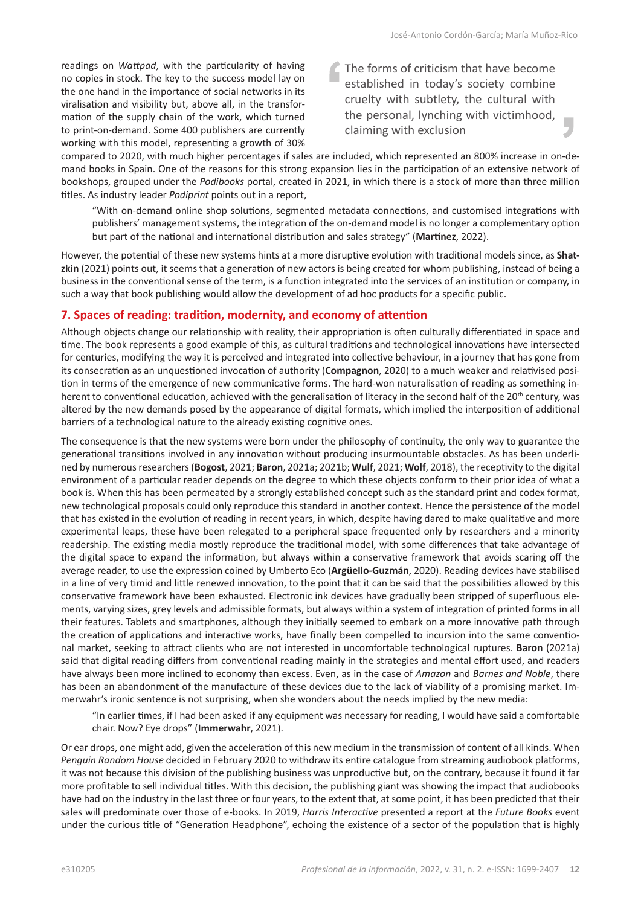readings on *Wattpad*, with the particularity of having no copies in stock. The key to the success model lay on the one hand in the importance of social networks in its viralisation and visibility but, above all, in the transformation of the supply chain of the work, which turned to print-on-demand. Some 400 publishers are currently working with this model, representing a growth of 30% compared to 2020, with much higher percentages if sales are included, which represented an 800% increase in on-demand books in Spain. One of the reasons for this strong expansion lies in the participation of an extensive network of bookshops, grouped under the *Podibooks* portal, created in 2021, in which there is a stock of more than three million titles. As industry leader *Podiprint* points out in a report,

> The forms of criticism that have become established in today's society combine cruelty with subtlety, the cultural with the personal, lynching with victimhood, claiming with exclusion

> "With on-demand online shop solutions, segmented metadata connections, and customised integrations with publishers' management systems, the integration of the on-demand model is no longer a complementary option but part of the national and international distribution and sales strategy" (**Martínez**, 2022).

However, the potential of these new systems hints at a more disruptive evolution with traditional models since, as **Shatzkin** (2021) points out, it seems that a generation of new actors is being created for whom publishing, instead of being a business in the conventional sense of the term, is a function integrated into the services of an institution or company, in such a way that book publishing would allow the development of ad hoc products for a specific public.

## 7. Spaces of reading: tradition, modernity, and economy of attention

Although objects change our relationship with reality, their appropriation is often culturally differentiated in space and time. The book represents a good example of this, as cultural traditions and technological innovations have intersected for centuries, modifying the way it is perceived and integrated into collective behaviour, in a journey that has gone from its consecration as an unquestioned invocation of authority (**Compagnon**, 2020) to a much weaker and relativised position in terms of the emergence of new communicative forms. The hard-won naturalisation of reading as something inherent to conventional education, achieved with the generalisation of literacy in the second half of the 20th century, was altered by the new demands posed by the appearance of digital formats, which implied the interposition of additional barriers of a technological nature to the already existing cognitive ones.

The consequence is that the new systems were born under the philosophy of continuity, the only way to guarantee the generational transitions involved in any innovation without producing insurmountable obstacles. As has been underlined by numerous researchers (**Bogost**, 2021; **Baron**, 2021a; 2021b; **Wulf**, 2021; **Wolf**, 2018), the receptivity to the digital environment of a particular reader depends on the degree to which these objects conform to their prior idea of what a book is. When this has been permeated by a strongly established concept such as the standard print and codex format, new technological proposals could only reproduce this standard in another context. Hence the persistence of the model that has existed in the evolution of reading in recent years, in which, despite having dared to make qualitative and more experimental leaps, these have been relegated to a peripheral space frequented only by researchers and a minority readership. The existing media mostly reproduce the traditional model, with some differences that take advantage of the digital space to expand the information, but always within a conservative framework that avoids scaring off the average reader, to use the expression coined by Umberto Eco (**Argüello-Guzmán**, 2020). Reading devices have stabilised in a line of very timid and little renewed innovation, to the point that it can be said that the possibilities allowed by this conservative framework have been exhausted. Electronic ink devices have gradually been stripped of superfluous elements, varying sizes, grey levels and admissible formats, but always within a system of integration of printed forms in all their features. Tablets and smartphones, although they initially seemed to embark on a more innovative path through the creation of applications and interactive works, have finally been compelled to incursion into the same conventional market, seeking to attract clients who are not interested in uncomfortable technological ruptures. **Baron** (2021a) said that digital reading differs from conventional reading mainly in the strategies and mental effort used, and readers have always been more inclined to economy than excess. Even, as in the case of *Amazon* and *Barnes and Noble*, there has been an abandonment of the manufacture of these devices due to the lack of viability of a promising market. Immerwahr's ironic sentence is not surprising, when she wonders about the needs implied by the new media:

> "In earlier times, if I had been asked if any equipment was necessary for reading, I would have said a comfortable chair. Now? Eye drops" (**Immerwahr**, 2021).

Or ear drops, one might add, given the acceleration of this new medium in the transmission of content of all kinds. When *Penguin Random House* decided in February 2020 to withdraw its entire catalogue from streaming audiobook platforms, it was not because this division of the publishing business was unproductive but, on the contrary, because it found it far more profitable to sell individual titles. With this decision, the publishing giant was showing the impact that audiobooks have had on the industry in the last three or four years, to the extent that, at some point, it has been predicted that their sales will predominate over those of e-books. In 2019, *Harris Interactive* presented a report at the *Future Books* event under the curious title of "Generation Headphone", echoing the existence of a sector of the population that is highly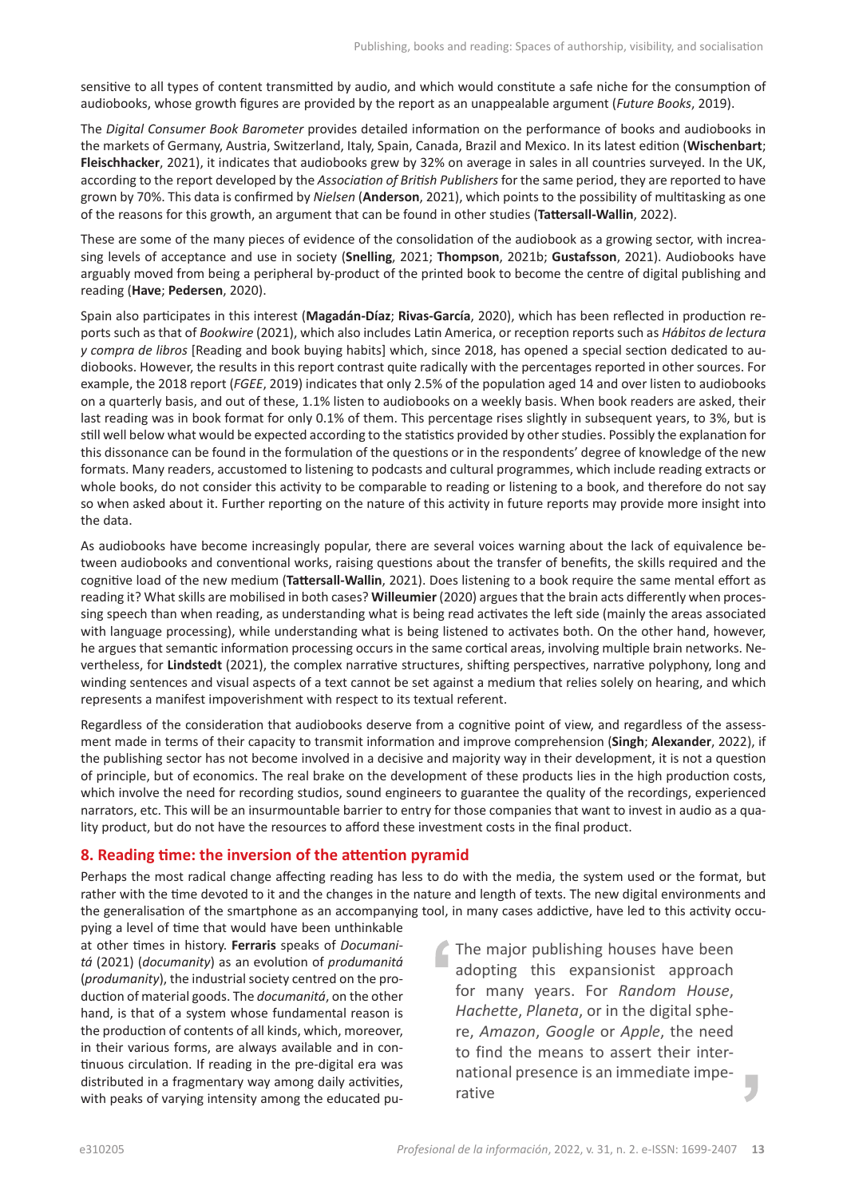sensitive to all types of content transmitted by audio, and which would constitute a safe niche for the consumption of audiobooks, whose growth figures are provided by the report as an unappealable argument (*Future Books*, 2019).

The *Digital Consumer Book Barometer* provides detailed information on the performance of books and audiobooks in the markets of Germany, Austria, Switzerland, Italy, Spain, Canada, Brazil and Mexico. In its latest edition (**Wischenbart**; **Fleischhacker**, 2021), it indicates that audiobooks grew by 32% on average in sales in all countries surveyed. In the UK, according to the report developed by the *Association of British Publishers* for the same period, they are reported to have grown by 70%. This data is confirmed by *Nielsen* (**Anderson**, 2021), which points to the possibility of multitasking as one of the reasons for this growth, an argument that can be found in other studies (**Tattersall-Wallin**, 2022).

These are some of the many pieces of evidence of the consolidation of the audiobook as a growing sector, with increasing levels of acceptance and use in society (**Snelling**, 2021; **Thompson**, 2021b; **Gustafsson**, 2021). Audiobooks have arguably moved from being a peripheral by-product of the printed book to become the centre of digital publishing and reading (**Have**; **Pedersen**, 2020).

Spain also participates in this interest (**Magadán-Díaz**; **Rivas-García**, 2020), which has been reflected in production reports such as that of *Bookwire* (2021), which also includes Latin America, or reception reports such as *Hábitos de lectura y compra de libros* [Reading and book buying habits] which, since 2018, has opened a special section dedicated to audiobooks. However, the results in this report contrast quite radically with the percentages reported in other sources. For example, the 2018 report (*FGEE*, 2019) indicates that only 2.5% of the population aged 14 and over listen to audiobooks on a quarterly basis, and out of these, 1.1% listen to audiobooks on a weekly basis. When book readers are asked, their last reading was in book format for only 0.1% of them. This percentage rises slightly in subsequent years, to 3%, but is still well below what would be expected according to the statistics provided by other studies. Possibly the explanation for this dissonance can be found in the formulation of the questions or in the respondents' degree of knowledge of the new formats. Many readers, accustomed to listening to podcasts and cultural programmes, which include reading extracts or whole books, do not consider this activity to be comparable to reading or listening to a book, and therefore do not say so when asked about it. Further reporting on the nature of this activity in future reports may provide more insight into the data.

As audiobooks have become increasingly popular, there are several voices warning about the lack of equivalence between audiobooks and conventional works, raising questions about the transfer of benefits, the skills required and the cognitive load of the new medium (**Tattersall-Wallin**, 2021). Does listening to a book require the same mental effort as reading it? What skills are mobilised in both cases? **Willeumier** (2020) argues that the brain acts differently when processing speech than when reading, as understanding what is being read activates the left side (mainly the areas associated with language processing), while understanding what is being listened to activates both. On the other hand, however, he argues that semantic information processing occurs in the same cortical areas, involving multiple brain networks. Nevertheless, for **Lindstedt** (2021), the complex narrative structures, shifting perspectives, narrative polyphony, long and winding sentences and visual aspects of a text cannot be set against a medium that relies solely on hearing, and which represents a manifest impoverishment with respect to its textual referent.

Regardless of the consideration that audiobooks deserve from a cognitive point of view, and regardless of the assessment made in terms of their capacity to transmit information and improve comprehension (**Singh**; **Alexander**, 2022), if the publishing sector has not become involved in a decisive and majority way in their development, it is not a question of principle, but of economics. The real brake on the development of these products lies in the high production costs, which involve the need for recording studios, sound engineers to guarantee the quality of the recordings, experienced narrators, etc. This will be an insurmountable barrier to entry for those companies that want to invest in audio as a quality product, but do not have the resources to afford these investment costs in the final product.

## 8. Reading time: the inversion of the attention pyramid

Perhaps the most radical change affecting reading has less to do with the media, the system used or the format, but rather with the time devoted to it and the changes in the nature and length of texts. The new digital environments and the generalisation of the smartphone as an accompanying tool, in many cases addictive, have led to this activity occupying a level of time that would have been unthinkable at other times in history. **Ferraris** speaks of *Documanitá* (2021) (*documanity*) as an evolution of *produmanitá* (*produmanity*), the industrial society centred on the production of material goods. The *documanitá*, on the other hand, is that of a system whose fundamental reason is the production of contents of all kinds, which, moreover, in their various forms, are always available and in continuous circulation. If reading in the pre-digital era was distributed in a fragmentary way among daily activities, with peaks of varying intensity among the educated pu-

> The major publishing houses have been adopting this expansionist approach for many years. For *Random House*, *Hachette*, *Planeta*, or in the digital sphere, *Amazon*, *Google* or *Apple*, the need to find the means to assert their international presence is an immediate imperative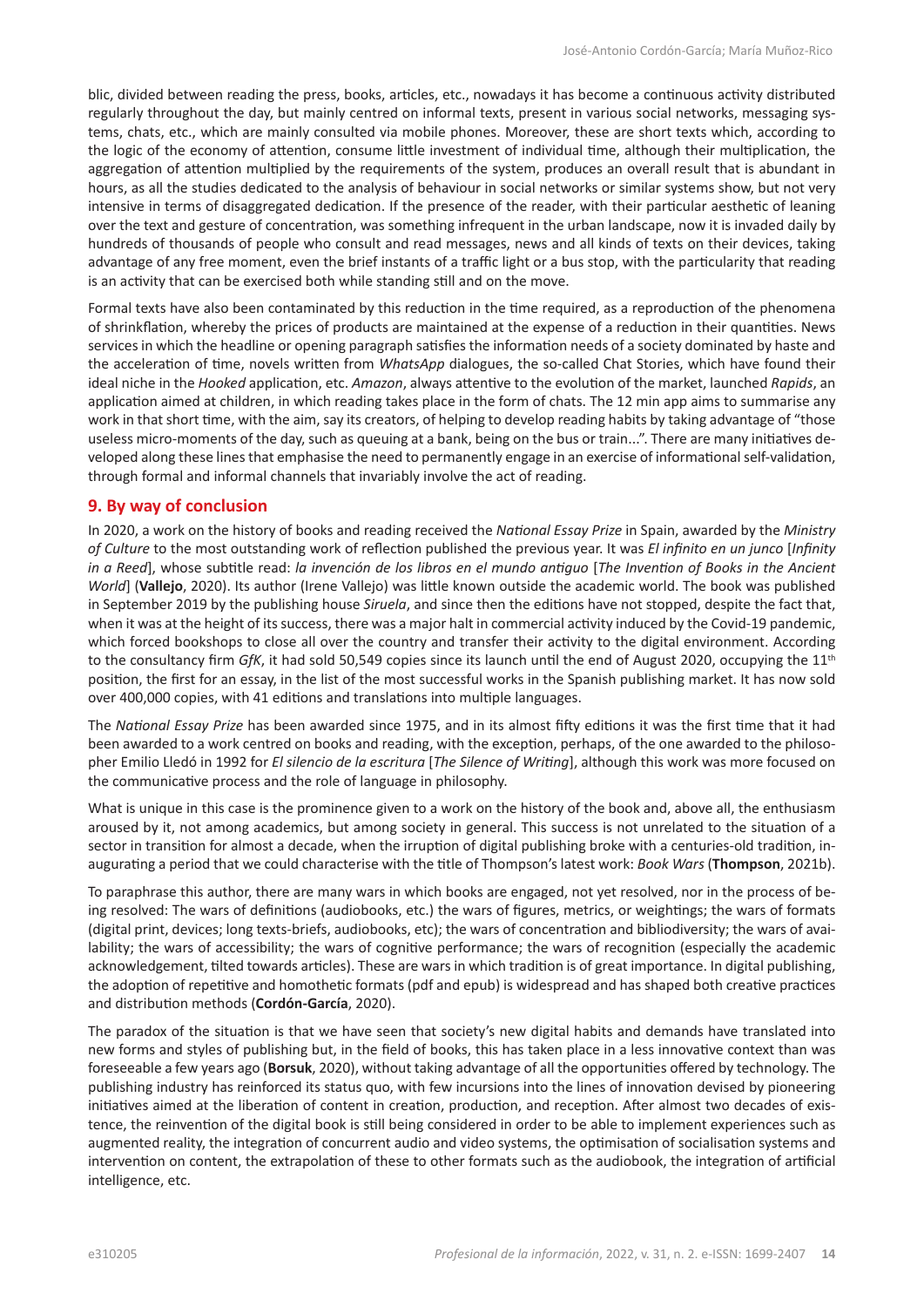blic, divided between reading the press, books, articles, etc., nowadays it has become a continuous activity distributed regularly throughout the day, but mainly centred on informal texts, present in various social networks, messaging systems, chats, etc., which are mainly consulted via mobile phones. Moreover, these are short texts which, according to the logic of the economy of attention, consume little investment of individual time, although their multiplication, the aggregation of attention multiplied by the requirements of the system, produces an overall result that is abundant in hours, as all the studies dedicated to the analysis of behaviour in social networks or similar systems show, but not very intensive in terms of disaggregated dedication. If the presence of the reader, with their particular aesthetic of leaning over the text and gesture of concentration, was something infrequent in the urban landscape, now it is invaded daily by hundreds of thousands of people who consult and read messages, news and all kinds of texts on their devices, taking advantage of any free moment, even the brief instants of a traffic light or a bus stop, with the particularity that reading is an activity that can be exercised both while standing still and on the move.

Formal texts have also been contaminated by this reduction in the time required, as a reproduction of the phenomena of shrinkflation, whereby the prices of products are maintained at the expense of a reduction in their quantities. News services in which the headline or opening paragraph satisfies the information needs of a society dominated by haste and the acceleration of time, novels written from *WhatsApp* dialogues, the so-called Chat Stories, which have found their ideal niche in the *Hooked* application, etc. *Amazon*, always attentive to the evolution of the market, launched *Rapids*, an application aimed at children, in which reading takes place in the form of chats. The 12 min app aims to summarise any work in that short time, with the aim, say its creators, of helping to develop reading habits by taking advantage of "those useless micro-moments of the day, such as queuing at a bank, being on the bus or train...". There are many initiatives developed along these lines that emphasise the need to permanently engage in an exercise of informational self-validation, through formal and informal channels that invariably involve the act of reading.

## 9. By way of conclusion

In 2020, a work on the history of books and reading received the *National Essay Prize* in Spain, awarded by the *Ministry of Culture* to the most outstanding work of reflection published the previous year. It was *El infinito en un junco* [*Infinity in a Reed*], whose subtitle read: *la invención de los libros en el mundo antiguo* [*The Invention of Books in the Ancient World*] (**Vallejo**, 2020). Its author (Irene Vallejo) was little known outside the academic world. The book was published in September 2019 by the publishing house *Siruela*, and since then the editions have not stopped, despite the fact that, when it was at the height of its success, there was a major halt in commercial activity induced by the Covid-19 pandemic, which forced bookshops to close all over the country and transfer their activity to the digital environment. According to the consultancy firm *GfK*, it had sold 50,549 copies since its launch until the end of August 2020, occupying the 11th position, the first for an essay, in the list of the most successful works in the Spanish publishing market. It has now sold over 400,000 copies, with 41 editions and translations into multiple languages.

The *National Essay Prize* has been awarded since 1975, and in its almost fifty editions it was the first time that it had been awarded to a work centred on books and reading, with the exception, perhaps, of the one awarded to the philosopher Emilio Lledó in 1992 for *El silencio de la escritura* [*The Silence of Writing*], although this work was more focused on the communicative process and the role of language in philosophy.

What is unique in this case is the prominence given to a work on the history of the book and, above all, the enthusiasm aroused by it, not among academics, but among society in general. This success is not unrelated to the situation of a sector in transition for almost a decade, when the irruption of digital publishing broke with a centuries-old tradition, inaugurating a period that we could characterise with the title of Thompson's latest work: *Book Wars* (**Thompson**, 2021b).

To paraphrase this author, there are many wars in which books are engaged, not yet resolved, nor in the process of being resolved: The wars of definitions (audiobooks, etc.) the wars of figures, metrics, or weightings; the wars of formats (digital print, devices; long texts-briefs, audiobooks, etc); the wars of concentration and bibliodiversity; the wars of availability; the wars of accessibility; the wars of cognitive performance; the wars of recognition (especially the academic acknowledgement, tilted towards articles). These are wars in which tradition is of great importance. In digital publishing, the adoption of repetitive and homothetic formats (pdf and epub) is widespread and has shaped both creative practices and distribution methods (**Cordón-García**, 2020).

The paradox of the situation is that we have seen that society's new digital habits and demands have translated into new forms and styles of publishing but, in the field of books, this has taken place in a less innovative context than was foreseeable a few years ago (**Borsuk**, 2020), without taking advantage of all the opportunities offered by technology. The publishing industry has reinforced its status quo, with few incursions into the lines of innovation devised by pioneering initiatives aimed at the liberation of content in creation, production, and reception. After almost two decades of existence, the reinvention of the digital book is still being considered in order to be able to implement experiences such as augmented reality, the integration of concurrent audio and video systems, the optimisation of socialisation systems and intervention on content, the extrapolation of these to other formats such as the audiobook, the integration of artificial intelligence, etc.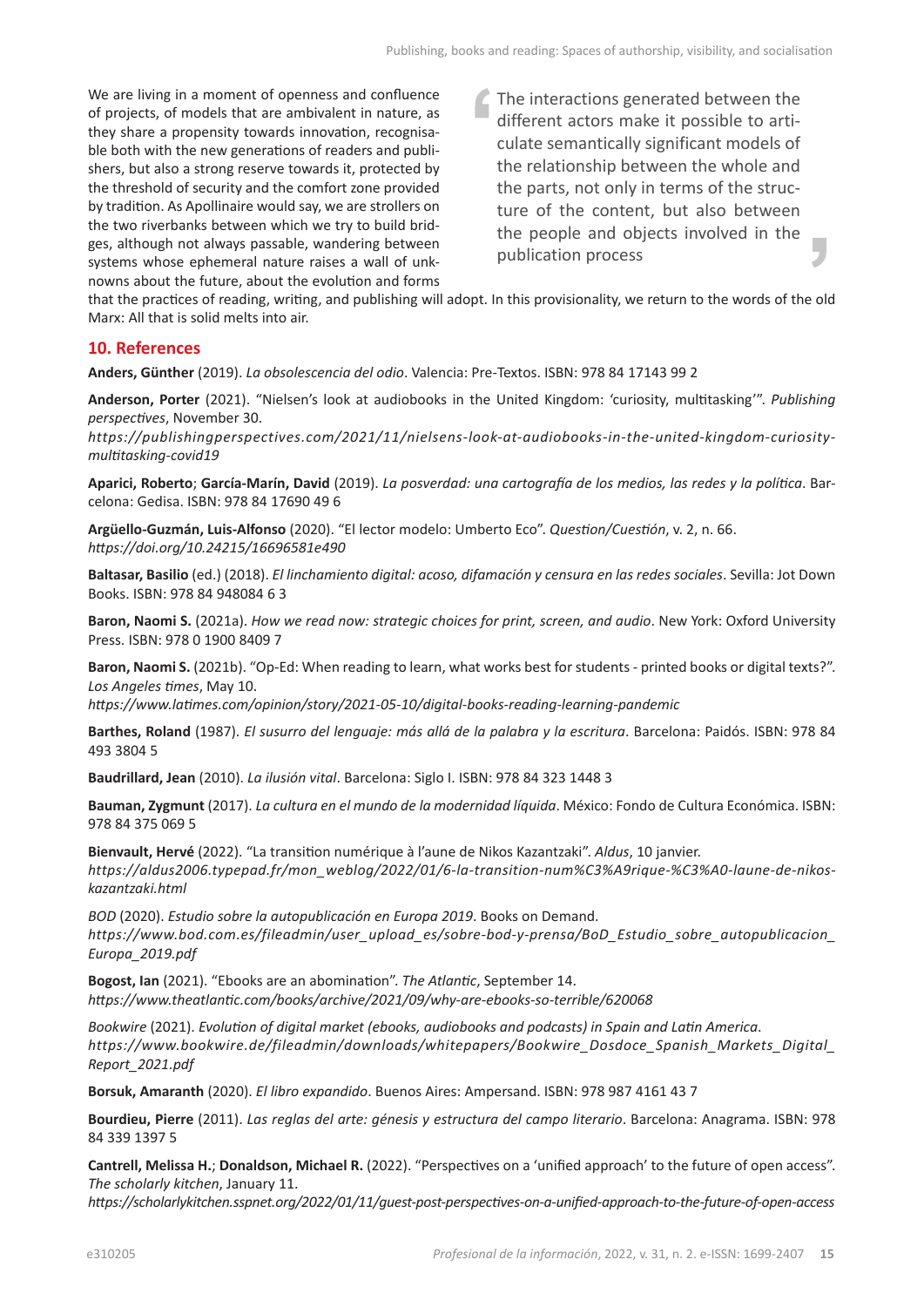We are living in a moment of openness and confluence of projects, of models that are ambivalent in nature, as they share a propensity towards innovation, recognisable both with the new generations of readers and publishers, but also a strong reserve towards it, protected by the threshold of security and the comfort zone provided by tradition. As Apollinaire would say, we are strollers on the two riverbanks between which we try to build bridges, although not always passable, wandering between systems whose ephemeral nature raises a wall of unknowns about the future, about the evolution and forms that the practices of reading, writing, and publishing will adopt. In this provisionality, we return to the words of the old Marx: All that is solid melts into air.

> The interactions generated between the different actors make it possible to articulate semantically significant models of the relationship between the whole and the parts, not only in terms of the structure of the content, but also between the people and objects involved in the publication process

## 10. References

**Anders, Günther** (2019). *La obsolescencia del odio*. Valencia: Pre-Textos. ISBN: 978 84 17143 99 2

**Anderson, Porter** (2021). "Nielsen's look at audiobooks in the United Kingdom: 'curiosity, multitasking'". *Publishing perspectives*, November 30.
*https://publishingperspectives.com/2021/11/nielsens-look-at-audiobooks-in-the-united-kingdom-curiosity-multitasking-covid19*

**Aparici, Roberto**; **García-Marín, David** (2019). *La posverdad: una cartografía de los medios, las redes y la política*. Barcelona: Gedisa. ISBN: 978 84 17690 49 6

**Argüello-Guzmán, Luis-Alfonso** (2020). "El lector modelo: Umberto Eco". *Question/Cuestión*, v. 2, n. 66.
*https://doi.org/10.24215/16696581e490*

**Baltasar, Basilio** (ed.) (2018). *El linchamiento digital: acoso, difamación y censura en las redes sociales*. Sevilla: Jot Down Books. ISBN: 978 84 948084 6 3

**Baron, Naomi S.** (2021a). *How we read now: strategic choices for print, screen, and audio*. New York: Oxford University Press. ISBN: 978 0 1900 8409 7

**Baron, Naomi S.** (2021b). "Op-Ed: When reading to learn, what works best for students - printed books or digital texts?". *Los Angeles times*, May 10.
*https://www.latimes.com/opinion/story/2021-05-10/digital-books-reading-learning-pandemic*

**Barthes, Roland** (1987). *El susurro del lenguaje: más allá de la palabra y la escritura*. Barcelona: Paidós. ISBN: 978 84 493 3804 5

**Baudrillard, Jean** (2010). *La ilusión vital*. Barcelona: Siglo I. ISBN: 978 84 323 1448 3

**Bauman, Zygmunt** (2017). *La cultura en el mundo de la modernidad líquida*. México: Fondo de Cultura Económica. ISBN: 978 84 375 069 5

**Bienvault, Hervé** (2022). "La transition numérique à l'aune de Nikos Kazantzaki". *Aldus*, 10 janvier.
*https://aldus2006.typepad.fr/mon_weblog/2022/01/6-la-transition-num%C3%A9rique-%C3%A0-laune-de-nikos-kazantzaki.html*

*BOD* (2020). *Estudio sobre la autopublicación en Europa 2019*. Books on Demand.
*https://www.bod.com.es/fileadmin/user_upload_es/sobre-bod-y-prensa/BoD_Estudio_sobre_autopublicacion_Europa_2019.pdf*

**Bogost, Ian** (2021). "Ebooks are an abomination". *The Atlantic*, September 14.
*https://www.theatlantic.com/books/archive/2021/09/why-are-ebooks-so-terrible/620068*

*Bookwire* (2021). *Evolution of digital market (ebooks, audiobooks and podcasts) in Spain and Latin America*.
*https://www.bookwire.de/fileadmin/downloads/whitepapers/Bookwire_Dosdoce_Spanish_Markets_Digital_Report_2021.pdf*

**Borsuk, Amaranth** (2020). *El libro expandido*. Buenos Aires: Ampersand. ISBN: 978 987 4161 43 7

**Bourdieu, Pierre** (2011). *Las reglas del arte: génesis y estructura del campo literario*. Barcelona: Anagrama. ISBN: 978 84 339 1397 5

**Cantrell, Melissa H.**; **Donaldson, Michael R.** (2022). "Perspectives on a 'unified approach' to the future of open access". *The scholarly kitchen*, January 11.
*https://scholarlykitchen.sspnet.org/2022/01/11/guest-post-perspectives-on-a-unified-approach-to-the-future-of-open-access*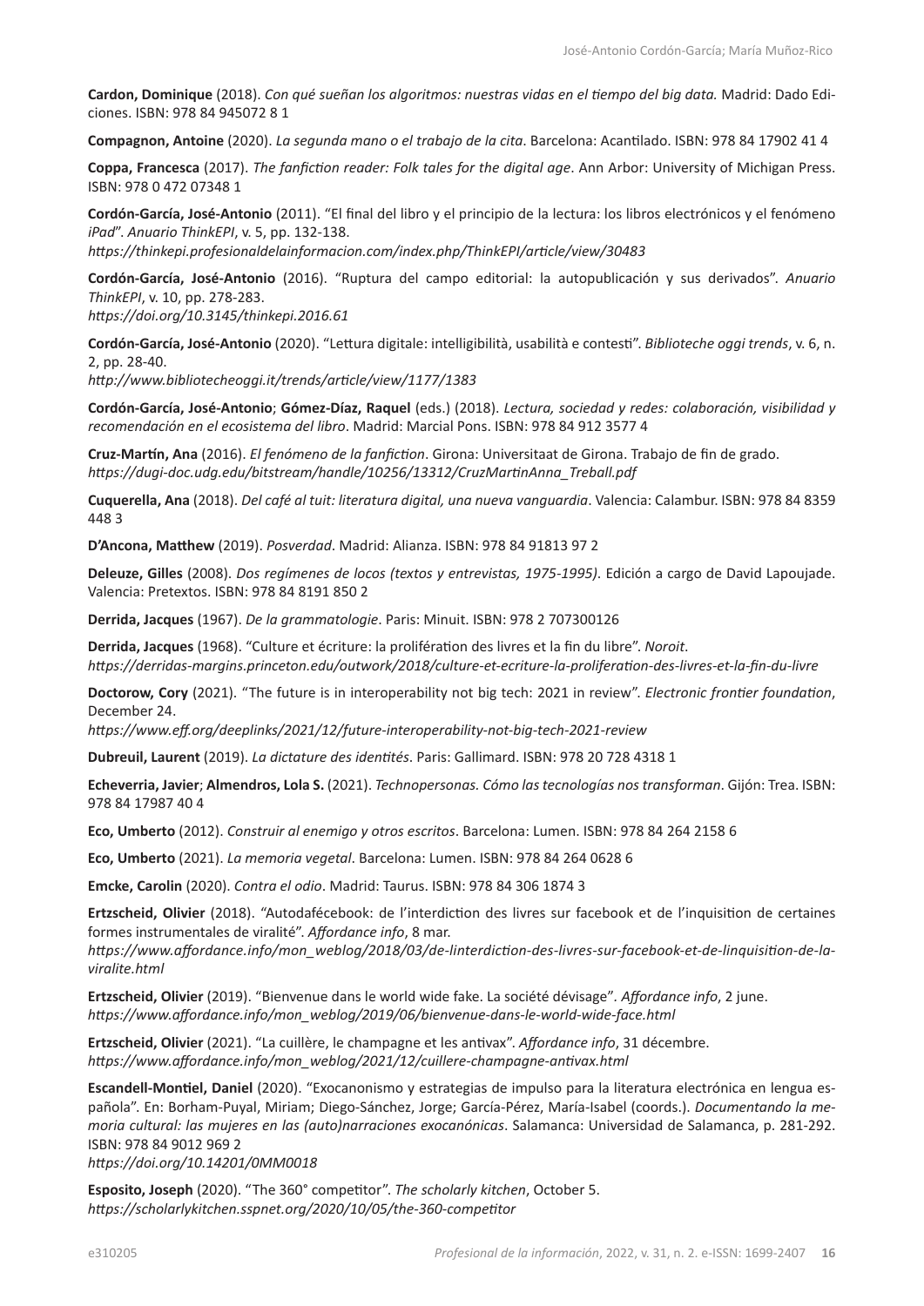**Cardon, Dominique** (2018). *Con qué sueñan los algoritmos: nuestras vidas en el tiempo del big data.* Madrid: Dado Ediciones. ISBN: 978 84 945072 8 1

**Compagnon, Antoine** (2020). *La segunda mano o el trabajo de la cita*. Barcelona: Acantilado. ISBN: 978 84 17902 41 4

**Coppa, Francesca** (2017). *The fanfiction reader: Folk tales for the digital age*. Ann Arbor: University of Michigan Press. ISBN: 978 0 472 07348 1

**Cordón-García, José-Antonio** (2011). "El final del libro y el principio de la lectura: los libros electrónicos y el fenómeno *iPad*". *Anuario ThinkEPI*, v. 5, pp. 132-138.
*https://thinkepi.profesionaldelainformacion.com/index.php/ThinkEPI/article/view/30483*

**Cordón-García, José-Antonio** (2016). "Ruptura del campo editorial: la autopublicación y sus derivados". *Anuario ThinkEPI*, v. 10, pp. 278-283.
*https://doi.org/10.3145/thinkepi.2016.61*

**Cordón-García, José-Antonio** (2020). "Lettura digitale: intelligibilità, usabilità e contesti". *Biblioteche oggi trends*, v. 6, n. 2, pp. 28-40.
*http://www.bibliotecheoggi.it/trends/article/view/1177/1383*

**Cordón-García, José-Antonio**; **Gómez-Díaz, Raquel** (eds.) (2018). *Lectura, sociedad y redes: colaboración, visibilidad y recomendación en el ecosistema del libro*. Madrid: Marcial Pons. ISBN: 978 84 912 3577 4

**Cruz-Martín, Ana** (2016). *El fenómeno de la fanfiction*. Girona: Universitaat de Girona. Trabajo de fin de grado.
*https://dugi-doc.udg.edu/bitstream/handle/10256/13312/CruzMartinAnna_Treball.pdf*

**Cuquerella, Ana** (2018). *Del café al tuit: literatura digital, una nueva vanguardia*. Valencia: Calambur. ISBN: 978 84 8359 448 3

**D'Ancona, Matthew** (2019). *Posverdad*. Madrid: Alianza. ISBN: 978 84 91813 97 2

**Deleuze, Gilles** (2008). *Dos regímenes de locos (textos y entrevistas, 1975-1995)*. Edición a cargo de David Lapoujade. Valencia: Pretextos. ISBN: 978 84 8191 850 2

**Derrida, Jacques** (1967). *De la grammatologie*. Paris: Minuit. ISBN: 978 2 707300126

**Derrida, Jacques** (1968). "Culture et écriture: la prolifération des livres et la fin du libre". *Noroit*.
*https://derridas-margins.princeton.edu/outwork/2018/culture-et-ecriture-la-proliferation-des-livres-et-la-fin-du-livre*

**Doctorow, Cory** (2021). "The future is in interoperability not big tech: 2021 in review". *Electronic frontier foundation*, December 24.
*https://www.eff.org/deeplinks/2021/12/future-interoperability-not-big-tech-2021-review*

**Dubreuil, Laurent** (2019). *La dictature des identités*. Paris: Gallimard. ISBN: 978 20 728 4318 1

**Echeverria, Javier**; **Almendros, Lola S.** (2021). *Technopersonas. Cómo las tecnologías nos transforman*. Gijón: Trea. ISBN: 978 84 17987 40 4

**Eco, Umberto** (2012). *Construir al enemigo y otros escritos*. Barcelona: Lumen. ISBN: 978 84 264 2158 6

**Eco, Umberto** (2021). *La memoria vegetal*. Barcelona: Lumen. ISBN: 978 84 264 0628 6

**Emcke, Carolin** (2020). *Contra el odio*. Madrid: Taurus. ISBN: 978 84 306 1874 3

**Ertzscheid, Olivier** (2018). "Autodafécebook: de l'interdiction des livres sur facebook et de l'inquisition de certaines formes instrumentales de viralité". *Affordance info*, 8 mar.
*https://www.affordance.info/mon_weblog/2018/03/de-linterdiction-des-livres-sur-facebook-et-de-linquisition-de-la-viralite.html*

**Ertzscheid, Olivier** (2019). "Bienvenue dans le world wide fake. La société dévisage". *Affordance info*, 2 june.
*https://www.affordance.info/mon_weblog/2019/06/bienvenue-dans-le-world-wide-face.html*

**Ertzscheid, Olivier** (2021). "La cuillère, le champagne et les antivax". *Affordance info*, 31 décembre.
*https://www.affordance.info/mon_weblog/2021/12/cuillere-champagne-antivax.html*

**Escandell-Montiel, Daniel** (2020). "Exocanonismo y estrategias de impulso para la literatura electrónica en lengua española". En: Borham-Puyal, Miriam; Diego-Sánchez, Jorge; García-Pérez, María-Isabel (coords.). *Documentando la memoria cultural: las mujeres en las (auto)narraciones exocanónicas*. Salamanca: Universidad de Salamanca, p. 281-292. ISBN: 978 84 9012 969 2
*https://doi.org/10.14201/0MM0018*

**Esposito, Joseph** (2020). "The 360° competitor". *The scholarly kitchen*, October 5.
*https://scholarlykitchen.sspnet.org/2020/10/05/the-360-competitor*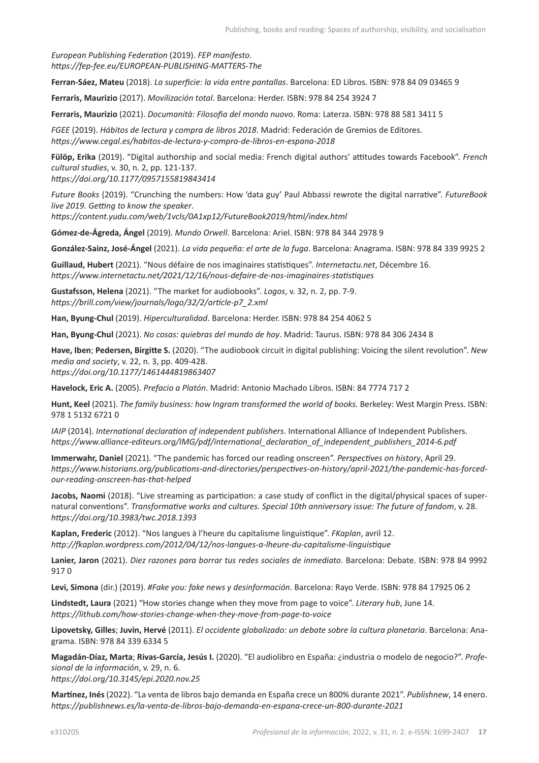*European Publishing Federation* (2019). *FEP manifesto*.
*https://fep-fee.eu/EUROPEAN-PUBLISHING-MATTERS-The*

**Ferran-Sáez, Mateu** (2018). *La superficie: la vida entre pantallas*. Barcelona: ED Libros. ISBN: 978 84 09 03465 9

**Ferraris, Maurizio** (2017). *Movilización total*. Barcelona: Herder. ISBN: 978 84 254 3924 7

**Ferraris, Maurizio** (2021). *Documanità: Filosofia del mondo nuovo*. Roma: Laterza. ISBN: 978 88 581 3411 5

*FGEE* (2019). *Hábitos de lectura y compra de libros 2018*. Madrid: Federación de Gremios de Editores.
*https://www.cegal.es/habitos-de-lectura-y-compra-de-libros-en-espana-2018*

**Fülöp, Erika** (2019). "Digital authorship and social media: French digital authors' attitudes towards Facebook". *French cultural studies*, v. 30, n. 2, pp. 121-137.
*https://doi.org/10.1177/0957155819843414*

*Future Books* (2019). "Crunching the numbers: How 'data guy' Paul Abbassi rewrote the digital narrative". *FutureBook live 2019. Getting to know the speaker*.
*https://content.yudu.com/web/1vcls/0A1xp12/FutureBook2019/html/index.html*

**Gómez-de-Ágreda, Ángel** (2019). *Mundo Orwell*. Barcelona: Ariel. ISBN: 978 84 344 2978 9

**González-Sainz, José-Ángel** (2021). *La vida pequeña: el arte de la fuga*. Barcelona: Anagrama. ISBN: 978 84 339 9925 2

**Guillaud, Hubert** (2021). "Nous défaire de nos imaginaires statistiques". *Internetactu.net*, Décembre 16.
*https://www.internetactu.net/2021/12/16/nous-defaire-de-nos-imaginaires-statistiques*

**Gustafsson, Helena** (2021). "The market for audiobooks". *Logos*, v. 32, n. 2, pp. 7-9.
*https://brill.com/view/journals/logo/32/2/article-p7_2.xml*

**Han, Byung-Chul** (2019). *Hiperculturalidad*. Barcelona: Herder. ISBN: 978 84 254 4062 5

**Han, Byung-Chul** (2021). *No cosas: quiebras del mundo de hoy*. Madrid: Taurus. ISBN: 978 84 306 2434 8

**Have, Iben**; **Pedersen, Birgitte S.** (2020). "The audiobook circuit in digital publishing: Voicing the silent revolution". *New media and society*, v. 22, n. 3, pp. 409-428.
*https://doi.org/10.1177/1461444819863407*

**Havelock, Eric A.** (2005). *Prefacio a Platón*. Madrid: Antonio Machado Libros. ISBN: 84 7774 717 2

**Hunt, Keel** (2021). *The family business: how Ingram transformed the world of books.* Berkeley: West Margin Press. ISBN: 978 1 5132 6721 0

*IAIP* (2014). *International declaration of independent publishers*. International Alliance of Independent Publishers.
*https://www.alliance-editeurs.org/IMG/pdf/international_declaration_of_independent_publishers_2014-6.pdf*

**Immerwahr, Daniel** (2021). "The pandemic has forced our reading onscreen". *Perspectives on history*, April 29.
*https://www.historians.org/publications-and-directories/perspectives-on-history/april-2021/the-pandemic-has-forced-our-reading-onscreen-has-that-helped*

**Jacobs, Naomi** (2018). "Live streaming as participation: a case study of conflict in the digital/physical spaces of supernatural conventions". *Transformative works and cultures. Special 10th anniversary issue: The future of fandom*, v. 28.
*https://doi.org/10.3983/twc.2018.1393*

**Kaplan, Frederic** (2012). "Nos langues à l'heure du capitalisme linguistique". *FKaplan*, avril 12.
*http://fkaplan.wordpress.com/2012/04/12/nos-langues-a-lheure-du-capitalisme-linguistique*

**Lanier, Jaron** (2021). *Diez razones para borrar tus redes sociales de inmediato*. Barcelona: Debate. ISBN: 978 84 9992 917 0

**Levi, Simona** (dir.) (2019). *#Fake you: fake news y desinformación*. Barcelona: Rayo Verde. ISBN: 978 84 17925 06 2

**Lindstedt, Laura** (2021) "How stories change when they move from page to voice". *Literary hub*, June 14.
*https://lithub.com/how-stories-change-when-they-move-from-page-to-voice*

**Lipovetsky, Gilles**; **Juvin, Hervé** (2011). *El occidente globalizado: un debate sobre la cultura planetaria*. Barcelona: Anagrama. ISBN: 978 84 339 6334 5

**Magadán-Díaz, Marta**; **Rivas-García, Jesús I.** (2020). "El audiolibro en España: ¿industria o modelo de negocio?". *Profesional de la información*, v. 29, n. 6.
*https://doi.org/10.3145/epi.2020.nov.25*

**Martínez, Inés** (2022). "La venta de libros bajo demanda en España crece un 800% durante 2021". *Publishnew*, 14 enero.
*https://publishnews.es/la-venta-de-libros-bajo-demanda-en-espana-crece-un-800-durante-2021*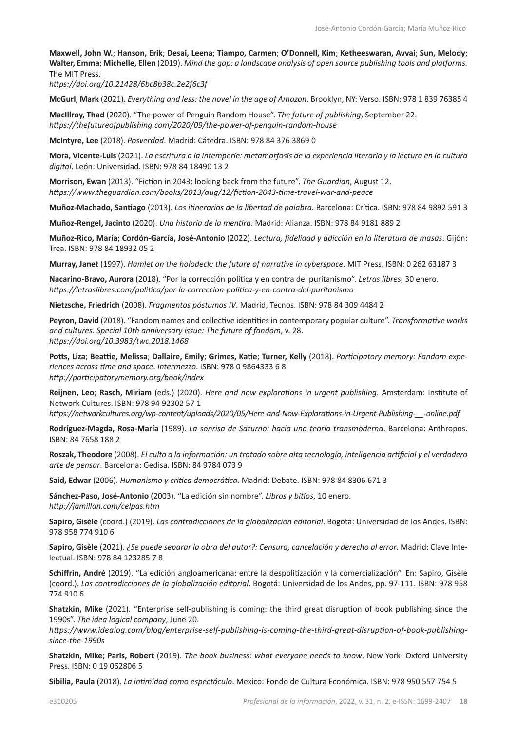**Maxwell, John W.**; **Hanson, Erik**; **Desai, Leena**; **Tiampo, Carmen**; **O'Donnell, Kim**; **Ketheeswaran, Avvai**; **Sun, Melody**; **Walter, Emma**; **Michelle, Ellen** (2019). *Mind the gap: a landscape analysis of open source publishing tools and platforms.* The MIT Press.
*https://doi.org/10.21428/6bc8b38c.2e2f6c3f*

**McGurl, Mark** (2021). *Everything and less: the novel in the age of Amazon*. Brooklyn, NY: Verso. ISBN: 978 1 839 76385 4

**MacIllroy, Thad** (2020). "The power of Penguin Random House". *The future of publishing*, September 22.
*https://thefutureofpublishing.com/2020/09/the-power-of-penguin-random-house*

**McIntyre, Lee** (2018). *Posverdad*. Madrid: Cátedra. ISBN: 978 84 376 3869 0

**Mora, Vicente-Luis** (2021). *La escritura a la intemperie: metamorfosis de la experiencia literaria y la lectura en la cultura digital*. León: Universidad. ISBN: 978 84 18490 13 2

**Morrison, Ewan** (2013). "Fiction in 2043: looking back from the future". *The Guardian*, August 12.
*https://www.theguardian.com/books/2013/aug/12/fiction-2043-time-travel-war-and-peace*

**Muñoz-Machado, Santiago** (2013). *Los itinerarios de la libertad de palabra*. Barcelona: Crítica. ISBN: 978 84 9892 591 3

**Muñoz-Rengel, Jacinto** (2020). *Una historia de la mentira*. Madrid: Alianza. ISBN: 978 84 9181 889 2

**Muñoz-Rico, María**; **Cordón-García, José-Antonio** (2022). *Lectura, fidelidad y adicción en la literatura de masas*. Gijón: Trea. ISBN: 978 84 18932 05 2

**Murray, Janet** (1997). *Hamlet on the holodeck: the future of narrative in cyberspace*. MIT Press. ISBN: 0 262 63187 3

**Nacarino-Bravo, Aurora** (2018). "Por la corrección política y en contra del puritanismo". *Letras libres*, 30 enero.
*https://letraslibres.com/politica/por-la-correccion-politica-y-en-contra-del-puritanismo*

**Nietzsche, Friedrich** (2008). *Fragmentos póstumos IV*. Madrid, Tecnos. ISBN: 978 84 309 4484 2

**Peyron, David** (2018). "Fandom names and collective identities in contemporary popular culture". *Transformative works and cultures. Special 10th anniversary issue: The future of fandom*, v. 28.
*https://doi.org/10.3983/twc.2018.1468*

**Potts, Liza**; **Beattie, Melissa**; **Dallaire, Emily**; **Grimes, Katie**; **Turner, Kelly** (2018). *Participatory memory: Fandom experiences across time and space*. *Intermezzo*. ISBN: 978 0 9864333 6 8
*http://participatorymemory.org/book/index*

**Reijnen, Leo**; **Rasch, Miriam** (eds.) (2020). *Here and now explorations in urgent publishing*. Amsterdam: Institute of Network Cultures. ISBN: 978 94 92302 57 1
*https://networkcultures.org/wp-content/uploads/2020/05/Here-and-Now-Explorations-in-Urgent-Publishing-__-online.pdf*

**Rodríguez-Magda, Rosa-María** (1989). *La sonrisa de Saturno: hacia una teoría transmoderna*. Barcelona: Anthropos. ISBN: 84 7658 188 2

**Roszak, Theodore** (2008). *El culto a la información: un tratado sobre alta tecnología, inteligencia artificial y el verdadero arte de pensar*. Barcelona: Gedisa. ISBN: 84 9784 073 9

**Said, Edwar** (2006). *Humanismo y crítica democrática*. Madrid: Debate. ISBN: 978 84 8306 671 3

**Sánchez-Paso, José-Antonio** (2003). "La edición sin nombre". *Libros y bitios*, 10 enero.
*http://jamillan.com/celpas.htm*

**Sapiro, Gisèle** (coord.) (2019). *Las contradicciones de la globalización editorial*. Bogotá: Universidad de los Andes. ISBN: 978 958 774 910 6

**Sapiro, Gisèle** (2021). *¿Se puede separar la obra del autor?: Censura, cancelación y derecho al error*. Madrid: Clave Intelectual. ISBN: 978 84 123285 7 8

**Schiffrin, André** (2019). "La edición angloamericana: entre la despolitización y la comercialización". En: Sapiro, Gisèle (coord.). *Las contradicciones de la globalización editorial*. Bogotá: Universidad de los Andes, pp. 97-111. ISBN: 978 958 774 910 6

**Shatzkin, Mike** (2021). "Enterprise self-publishing is coming: the third great disruption of book publishing since the 1990s". *The idea logical company*, June 20.
*https://www.idealog.com/blog/enterprise-self-publishing-is-coming-the-third-great-disruption-of-book-publishing-since-the-1990s*

**Shatzkin, Mike**; **Paris, Robert** (2019). *The book business: what everyone needs to know*. New York: Oxford University Press. ISBN: 0 19 062806 5

**Sibilia, Paula** (2018). *La intimidad como espectáculo*. Mexico: Fondo de Cultura Económica. ISBN: 978 950 557 754 5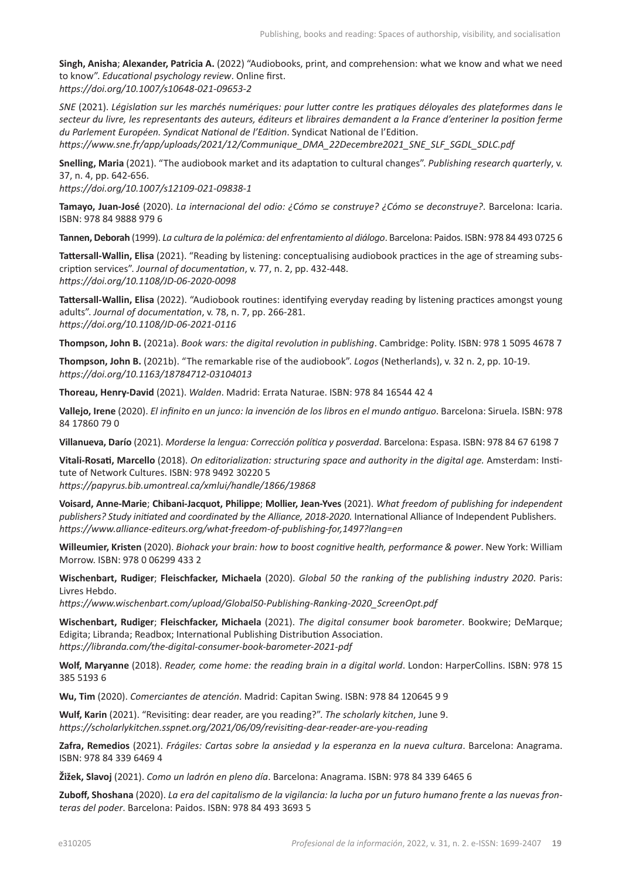**Singh, Anisha**; **Alexander, Patricia A.** (2022) "Audiobooks, print, and comprehension: what we know and what we need to know". *Educational psychology review*. Online first.
*https://doi.org/10.1007/s10648-021-09653-2*

*SNE* (2021). *Législation sur les marchés numériques: pour lutter contre les pratiques déloyales des plateformes dans le secteur du livre, les representants des auteurs, éditeurs et libraires demandent a la France d'enteriner la position ferme du Parlement Européen. Syndicat National de l'Edition*. Syndicat National de l'Edition.
*https://www.sne.fr/app/uploads/2021/12/Communique_DMA_22Decembre2021_SNE_SLF_SGDL_SDLC.pdf*

**Snelling, Maria** (2021). "The audiobook market and its adaptation to cultural changes". *Publishing research quarterly*, v. 37, n. 4, pp. 642-656.
*https://doi.org/10.1007/s12109-021-09838-1*

**Tamayo, Juan-José** (2020). *La internacional del odio: ¿Cómo se construye? ¿Cómo se deconstruye?*. Barcelona: Icaria. ISBN: 978 84 9888 979 6

**Tannen, Deborah** (1999). *La cultura de la polémica: del enfrentamiento al diálogo*. Barcelona: Paidos. ISBN: 978 84 493 0725 6

**Tattersall-Wallin, Elisa** (2021). "Reading by listening: conceptualising audiobook practices in the age of streaming subscription services". *Journal of documentation*, v. 77, n. 2, pp. 432-448.
*https://doi.org/10.1108/JD-06-2020-0098*

**Tattersall-Wallin, Elisa** (2022). "Audiobook routines: identifying everyday reading by listening practices amongst young adults". *Journal of documentation*, v. 78, n. 7, pp. 266-281.
*https://doi.org/10.1108/JD-06-2021-0116*

**Thompson, John B.** (2021a). *Book wars: the digital revolution in publishing*. Cambridge: Polity. ISBN: 978 1 5095 4678 7

**Thompson, John B.** (2021b). "The remarkable rise of the audiobook". *Logos* (Netherlands), v. 32 n. 2, pp. 10-19.
*https://doi.org/10.1163/18784712-03104013*

**Thoreau, Henry-David** (2021). *Walden*. Madrid: Errata Naturae. ISBN: 978 84 16544 42 4

**Vallejo, Irene** (2020). *El infinito en un junco: la invención de los libros en el mundo antiguo*. Barcelona: Siruela. ISBN: 978 84 17860 79 0

**Villanueva, Darío** (2021). *Morderse la lengua: Corrección política y posverdad*. Barcelona: Espasa. ISBN: 978 84 67 6198 7

**Vitali-Rosati, Marcello** (2018). *On editorialization: structuring space and authority in the digital age.* Amsterdam: Institute of Network Cultures. ISBN: 978 9492 30220 5
*https://papyrus.bib.umontreal.ca/xmlui/handle/1866/19868*

**Voisard, Anne-Marie**; **Chibani-Jacquot, Philippe**; **Mollier, Jean-Yves** (2021). *What freedom of publishing for independent publishers? Study initiated and coordinated by the Alliance, 2018-2020.* International Alliance of Independent Publishers.
*https://www.alliance-editeurs.org/what-freedom-of-publishing-for,1497?lang=en*

**Willeumier, Kristen** (2020). *Biohack your brain: how to boost cognitive health, performance & power*. New York: William Morrow. ISBN: 978 0 06299 433 2

**Wischenbart, Rudiger**; **Fleischfacker, Michaela** (2020). *Global 50 the ranking of the publishing industry 2020*. Paris: Livres Hebdo.
*https://www.wischenbart.com/upload/Global50-Publishing-Ranking-2020_ScreenOpt.pdf*

**Wischenbart, Rudiger**; **Fleischfacker, Michaela** (2021). *The digital consumer book barometer*. Bookwire; DeMarque; Edigita; Libranda; Readbox; International Publishing Distribution Association.
*https://libranda.com/the-digital-consumer-book-barometer-2021-pdf*

**Wolf, Maryanne** (2018). *Reader, come home: the reading brain in a digital world*. London: HarperCollins. ISBN: 978 15 385 5193 6

**Wu, Tim** (2020). *Comerciantes de atención*. Madrid: Capitan Swing. ISBN: 978 84 120645 9 9

**Wulf, Karin** (2021). "Revisiting: dear reader, are you reading?". *The scholarly kitchen*, June 9.
*https://scholarlykitchen.sspnet.org/2021/06/09/revisiting-dear-reader-are-you-reading*

**Zafra, Remedios** (2021). *Frágiles: Cartas sobre la ansiedad y la esperanza en la nueva cultura*. Barcelona: Anagrama. ISBN: 978 84 339 6469 4

**Žižek, Slavoj** (2021). *Como un ladrón en pleno día*. Barcelona: Anagrama. ISBN: 978 84 339 6465 6

**Zuboff, Shoshana** (2020). *La era del capitalismo de la vigilancia: la lucha por un futuro humano frente a las nuevas fronteras del poder*. Barcelona: Paidos. ISBN: 978 84 493 3693 5